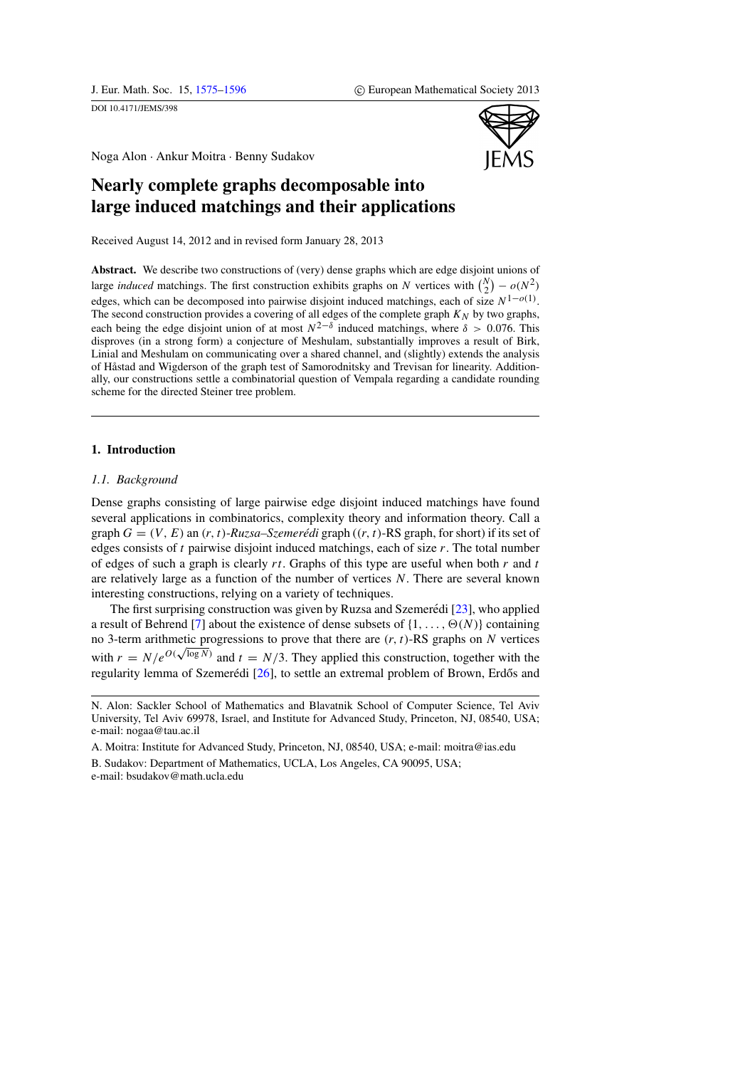Noga Alon · Ankur Moitra · Benny Sudakov

# Nearly complete graphs decomposable into large induced matchings and their applications

Received August 14, 2012 and in revised form January 28, 2013

**Abstract.** We describe two constructions of (very) dense graphs which are edge disjoint unions of large *induced* matchings. The first construction exhibits graphs on $N$ vertices with $\binom{N}{2} - o(N^2)$ edges, which can be decomposed into pairwise disjoint induced matchings, each of size $N^{1-o(1)}$. The second construction provides a covering of all edges of the complete graph $K_N$ by two graphs, each being the edge disjoint union of at most $N^{2-\delta}$ induced matchings, where $\delta > 0.076$. This disproves (in a strong form) a conjecture of Meshulam, substantially improves a result of Birk, Linial and Meshulam on communicating over a shared channel, and (slightly) extends the analysis of Håstad and Wigderson of the graph test of Samorodnitsky and Trevisan for linearity. Additionally, our constructions settle a combinatorial question of Vempala regarding a candidate rounding scheme for the directed Steiner tree problem.

## 1. Introduction

### 1.1. Background

Dense graphs consisting of large pairwise edge disjoint induced matchings have found several applications in combinatorics, complexity theory and information theory. Call a graph $G = (V, E)$ an $(r, t)$-*Ruzsa–Szemerédi* graph ($(r, t)$-RS graph, for short) if its set of edges consists of $t$ pairwise disjoint induced matchings, each of size $r$. The total number of edges of such a graph is clearly $rt$. Graphs of this type are useful when both $r$ and $t$ are relatively large as a function of the number of vertices $N$. There are several known interesting constructions, relying on a variety of techniques.

The first surprising construction was given by Ruzsa and Szemerédi [23], who applied a result of Behrend [7] about the existence of dense subsets of $\{1, \dots, \Theta(N)\}$ containing no 3-term arithmetic progressions to prove that there are $(r, t)$-RS graphs on $N$ vertices with $r = N/e^{O(\sqrt{\log N})}$ and $t = N/3$. They applied this construction, together with the regularity lemma of Szemerédi [26], to settle an extremal problem of Brown, Erdős and

N. Alon: Sackler School of Mathematics and Blavatnik School of Computer Science, Tel Aviv University, Tel Aviv 69978, Israel, and Institute for Advanced Study, Princeton, NJ, 08540, USA; e-mail: nogaa@tau.ac.il

A. Moitra: Institute for Advanced Study, Princeton, NJ, 08540, USA; e-mail: moitra@ias.edu

B. Sudakov: Department of Mathematics, UCLA, Los Angeles, CA 90095, USA; e-mail: bsudakov@math.ucla.edu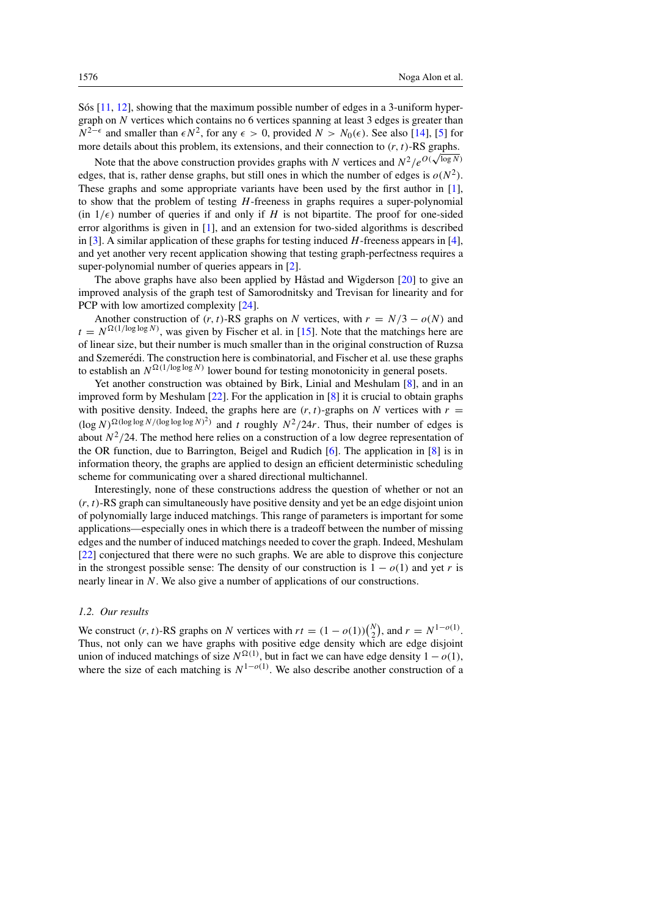Sós [11, 12], showing that the maximum possible number of edges in a 3-uniform hypergraph on $N$ vertices which contains no 6 vertices spanning at least 3 edges is greater than $N^{2-\epsilon}$ and smaller than $\epsilon N^2$, for any $\epsilon > 0$, provided $N > N_0(\epsilon)$. See also [14], [5] for more details about this problem, its extensions, and their connection to $(r,t)$-RS graphs.

Note that the above construction provides graphs with $N$ vertices and $N^2/e^{O(\sqrt{\log N})}$ edges, that is, rather dense graphs, but still ones in which the number of edges is $o(N^2)$. These graphs and some appropriate variants have been used by the first author in [1], to show that the problem of testing $H$-freeness in graphs requires a super-polynomial (in $1/\epsilon$) number of queries if and only if $H$ is not bipartite. The proof for one-sided error algorithms is given in [1], and an extension for two-sided algorithms is described in [3]. A similar application of these graphs for testing induced $H$-freeness appears in [4], and yet another very recent application showing that testing graph-perfectness requires a super-polynomial number of queries appears in [2].

The above graphs have also been applied by Håstad and Wigderson [20] to give an improved analysis of the graph test of Samorodnitsky and Trevisan for linearity and for PCP with low amortized complexity [24].

Another construction of $(r,t)$-RS graphs on $N$ vertices, with $r = N/3 - o(N)$ and $t = N^{\Omega(1/\log\log N)}$, was given by Fischer et al. in [15]. Note that the matchings here are of linear size, but their number is much smaller than in the original construction of Ruzsa and Szemerédi. The construction here is combinatorial, and Fischer et al. use these graphs to establish an $N^{\Omega(1/\log\log N)}$ lower bound for testing monotonicity in general posets.

Yet another construction was obtained by Birk, Linial and Meshulam [8], and in an improved form by Meshulam [22]. For the application in [8] it is crucial to obtain graphs with positive density. Indeed, the graphs here are $(r,t)$-graphs on $N$ vertices with $r = (\log N)^{\Omega(\log\log N/(\log\log\log N)^2)}$ and $t$ roughly $N^2/24r$. Thus, their number of edges is about $N^2/24$. The method here relies on a construction of a low degree representation of the OR function, due to Barrington, Beigel and Rudich [6]. The application in [8] is in information theory, the graphs are applied to design an efficient deterministic scheduling scheme for communicating over a shared directional multichannel.

Interestingly, none of these constructions address the question of whether or not an $(r,t)$-RS graph can simultaneously have positive density and yet be an edge disjoint union of polynomially large induced matchings. This range of parameters is important for some applications—especially ones in which there is a tradeoff between the number of missing edges and the number of induced matchings needed to cover the graph. Indeed, Meshulam [22] conjectured that there were no such graphs. We are able to disprove this conjecture in the strongest possible sense: The density of our construction is $1 - o(1)$ and yet $r$ is nearly linear in $N$. We also give a number of applications of our constructions.

### 1.2. Our results

We construct $(r,t)$-RS graphs on $N$ vertices with $rt = (1-o(1))\binom{N}{2}$, and $r = N^{1-o(1)}$. Thus, not only can we have graphs with positive edge density which are edge disjoint union of induced matchings of size $N^{\Omega(1)}$, but in fact we can have edge density $1-o(1)$, where the size of each matching is $N^{1-o(1)}$. We also describe another construction of a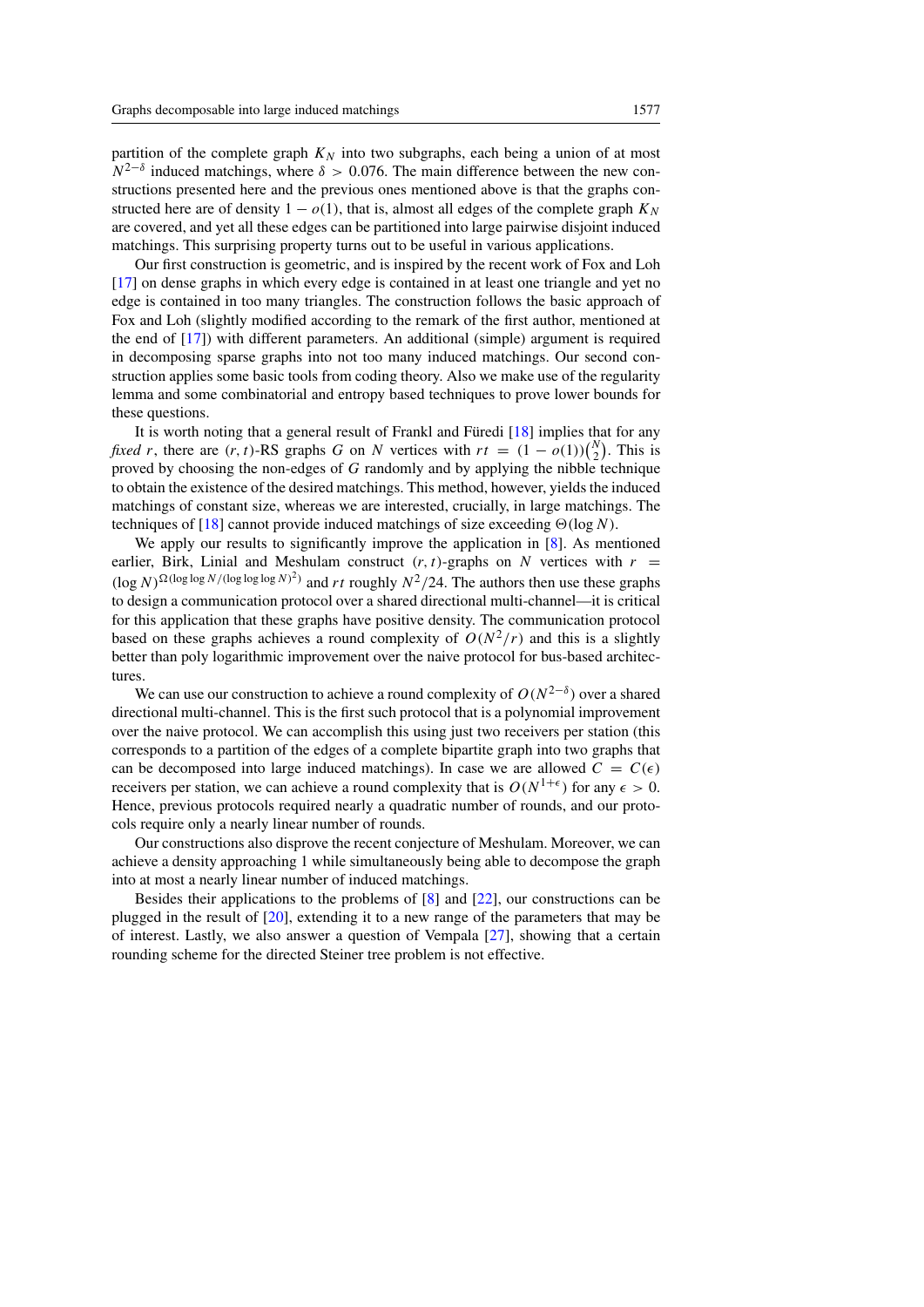partition of the complete graph $K_N$ into two subgraphs, each being a union of at most $N^{2-\delta}$ induced matchings, where $\delta > 0.076$. The main difference between the new constructions presented here and the previous ones mentioned above is that the graphs constructed here are of density $1 - o(1)$, that is, almost all edges of the complete graph $K_N$ are covered, and yet all these edges can be partitioned into large pairwise disjoint induced matchings. This surprising property turns out to be useful in various applications.

Our first construction is geometric, and is inspired by the recent work of Fox and Loh [17] on dense graphs in which every edge is contained in at least one triangle and yet no edge is contained in too many triangles. The construction follows the basic approach of Fox and Loh (slightly modified according to the remark of the first author, mentioned at the end of [17]) with different parameters. An additional (simple) argument is required in decomposing sparse graphs into not too many induced matchings. Our second construction applies some basic tools from coding theory. Also we make use of the regularity lemma and some combinatorial and entropy based techniques to prove lower bounds for these questions.

It is worth noting that a general result of Frankl and Füredi [18] implies that for any *fixed* $r$, there are $(r, t)$-RS graphs $G$ on $N$ vertices with $rt = (1 - o(1))\binom{N}{2}$. This is proved by choosing the non-edges of $G$ randomly and by applying the nibble technique to obtain the existence of the desired matchings. This method, however, yields the induced matchings of constant size, whereas we are interested, crucially, in large matchings. The techniques of [18] cannot provide induced matchings of size exceeding $\Theta(\log N)$.

We apply our results to significantly improve the application in [8]. As mentioned earlier, Birk, Linial and Meshulam construct $(r, t)$-graphs on $N$ vertices with $r = (\log N)^{\Omega(\log\log N/(\log\log\log N)^2)}$ and $rt$ roughly $N^2/24$. The authors then use these graphs to design a communication protocol over a shared directional multi-channel—it is critical for this application that these graphs have positive density. The communication protocol based on these graphs achieves a round complexity of $O(N^2/r)$ and this is a slightly better than poly logarithmic improvement over the naive protocol for bus-based architectures.

We can use our construction to achieve a round complexity of $O(N^{2-\delta})$ over a shared directional multi-channel. This is the first such protocol that is a polynomial improvement over the naive protocol. We can accomplish this using just two receivers per station (this corresponds to a partition of the edges of a complete bipartite graph into two graphs that can be decomposed into large induced matchings). In case we are allowed $C = C(\epsilon)$ receivers per station, we can achieve a round complexity that is $O(N^{1+\epsilon})$ for any $\epsilon > 0$. Hence, previous protocols required nearly a quadratic number of rounds, and our protocols require only a nearly linear number of rounds.

Our constructions also disprove the recent conjecture of Meshulam. Moreover, we can achieve a density approaching 1 while simultaneously being able to decompose the graph into at most a nearly linear number of induced matchings.

Besides their applications to the problems of [8] and [22], our constructions can be plugged in the result of [20], extending it to a new range of the parameters that may be of interest. Lastly, we also answer a question of Vempala [27], showing that a certain rounding scheme for the directed Steiner tree problem is not effective.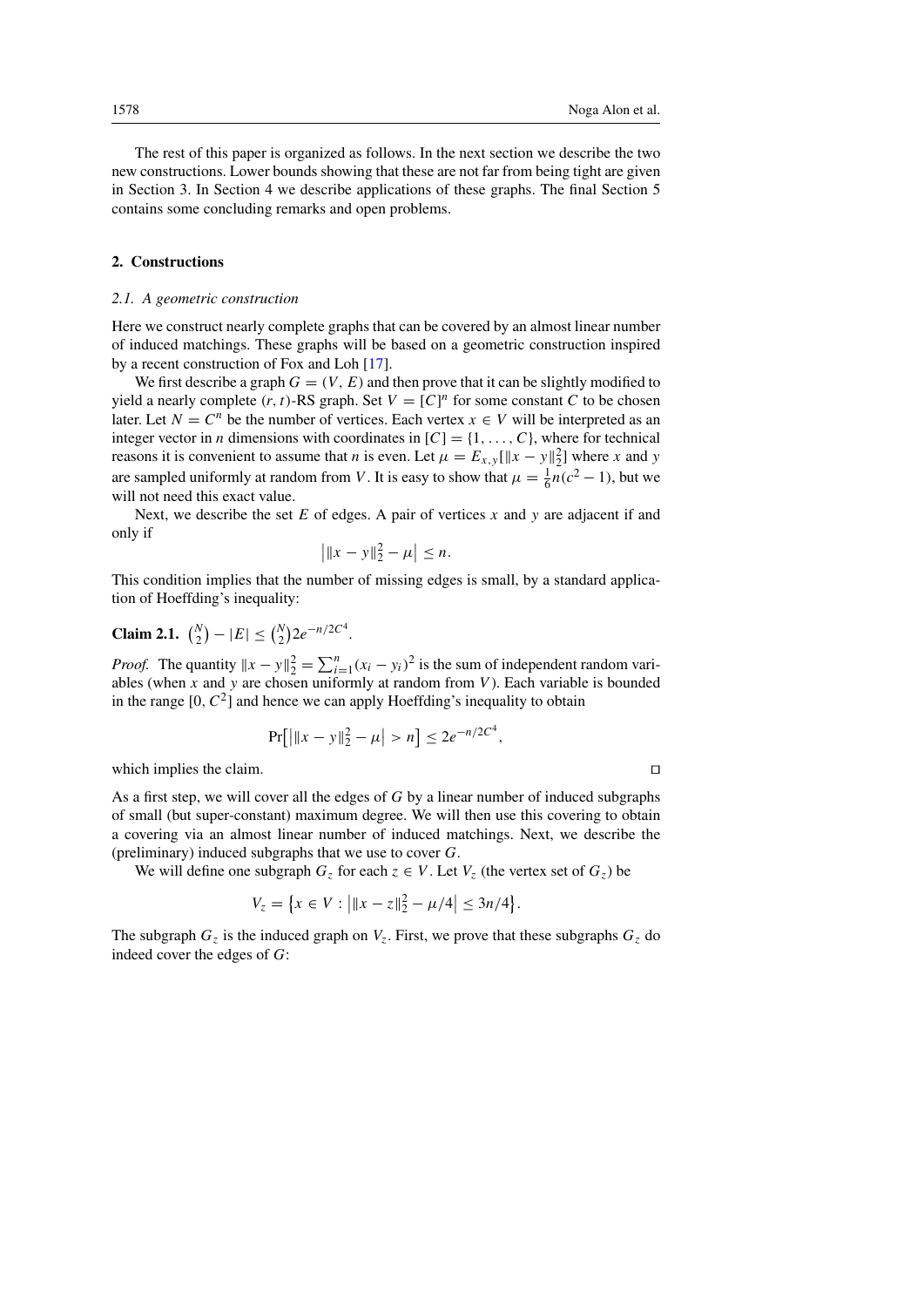The rest of this paper is organized as follows. In the next section we describe the two new constructions. Lower bounds showing that these are not far from being tight are given in Section 3. In Section 4 we describe applications of these graphs. The final Section 5 contains some concluding remarks and open problems.

## 2. Constructions

### *2.1. A geometric construction*

Here we construct nearly complete graphs that can be covered by an almost linear number of induced matchings. These graphs will be based on a geometric construction inspired by a recent construction of Fox and Loh [17].

We first describe a graph $G = (V, E)$ and then prove that it can be slightly modified to yield a nearly complete $(r, t)$-RS graph. Set $V = [C]^n$ for some constant $C$ to be chosen later. Let $N = C^n$ be the number of vertices. Each vertex $x \in V$ will be interpreted as an integer vector in $n$ dimensions with coordinates in $[C] = \{1, \ldots, C\}$, where for technical reasons it is convenient to assume that $n$ is even. Let $\mu = E_{x,y}[\|x - y\|_2^2]$ where $x$ and $y$ are sampled uniformly at random from $V$. It is easy to show that $\mu = \frac{1}{6}n(c^2 - 1)$, but we will not need this exact value.

Next, we describe the set $E$ of edges. A pair of vertices $x$ and $y$ are adjacent if and only if

$$\left| \|x - y\|_2^2 - \mu \right| \leq n.$$

This condition implies that the number of missing edges is small, by a standard application of Hoeffding's inequality:

**Claim 2.1.** $\binom{N}{2} - |E| \leq \binom{N}{2} 2e^{-n/2C^4}$.

*Proof.* The quantity $\|x - y\|_2^2 = \sum_{i=1}^n (x_i - y_i)^2$ is the sum of independent random variables (when $x$ and $y$ are chosen uniformly at random from $V$). Each variable is bounded in the range $[0, C^2]$ and hence we can apply Hoeffding's inequality to obtain

$$\Pr\left[\left| \|x - y\|_2^2 - \mu \right| > n\right] \leq 2e^{-n/2C^4},$$

which implies the claim. □

As a first step, we will cover all the edges of $G$ by a linear number of induced subgraphs of small (but super-constant) maximum degree. We will then use this covering to obtain a covering via an almost linear number of induced matchings. Next, we describe the (preliminary) induced subgraphs that we use to cover $G$.

We will define one subgraph $G_z$ for each $z \in V$. Let $V_z$ (the vertex set of $G_z$) be

$$V_z = \left\{x \in V : \left| \|x - z\|_2^2 - \mu/4 \right| \leq 3n/4\right\}.$$

The subgraph $G_z$ is the induced graph on $V_z$. First, we prove that these subgraphs $G_z$ do indeed cover the edges of $G$: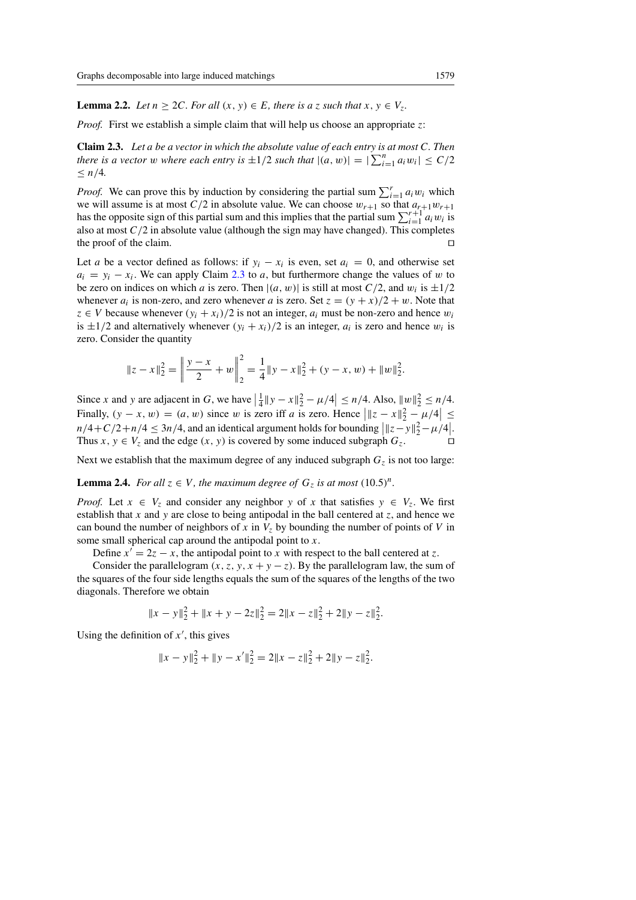**Lemma 2.2.** *Let $n \geq 2C$. For all $(x, y) \in E$, there is a $z$ such that $x, y \in V_z$.*

*Proof.* First we establish a simple claim that will help us choose an appropriate $z$:

**Claim 2.3.** *Let $a$ be a vector in which the absolute value of each entry is at most $C$. Then there is a vector $w$ where each entry is $\pm 1/2$ such that $|(a, w)| = |\sum_{i=1}^{n} a_i w_i| \leq C/2 \leq n/4$.*

*Proof.* We can prove this by induction by considering the partial sum $\sum_{i=1}^{r} a_i w_i$ which we will assume is at most $C/2$ in absolute value. We can choose $w_{r+1}$ so that $a_{r+1} w_{r+1}$ has the opposite sign of this partial sum and this implies that the partial sum $\sum_{i=1}^{r+1} a_i w_i$ is also at most $C/2$ in absolute value (although the sign may have changed). This completes the proof of the claim. □

Let $a$ be a vector defined as follows: if $y_i - x_i$ is even, set $a_i = 0$, and otherwise set $a_i = y_i - x_i$. We can apply Claim 2.3 to $a$, but furthermore change the values of $w$ to be zero on indices on which $a$ is zero. Then $|(a, w)|$ is still at most $C/2$, and $w_i$ is $\pm 1/2$ whenever $a_i$ is non-zero, and zero whenever $a$ is zero. Set $z = (y + x)/2 + w$. Note that $z \in V$ because whenever $(y_i + x_i)/2$ is not an integer, $a_i$ must be non-zero and hence $w_i$ is $\pm 1/2$ and alternatively whenever $(y_i + x_i)/2$ is an integer, $a_i$ is zero and hence $w_i$ is zero. Consider the quantity

$$\|z - x\|_2^2 = \left\| \frac{y - x}{2} + w \right\|_2^2 = \frac{1}{4}\|y - x\|_2^2 + (y - x, w) + \|w\|_2^2.$$

Since $x$ and $y$ are adjacent in $G$, we have $\left|\frac{1}{4}\|y - x\|_2^2 - \mu/4\right| \leq n/4$. Also, $\|w\|_2^2 \leq n/4$. Finally, $(y - x, w) = (a, w)$ since $w$ is zero iff $a$ is zero. Hence $\left|\|z - x\|_2^2 - \mu/4\right| \leq n/4 + C/2 + n/4 \leq 3n/4$, and an identical argument holds for bounding $\left|\|z - y\|_2^2 - \mu/4\right|$. Thus $x, y \in V_z$ and the edge $(x, y)$ is covered by some induced subgraph $G_z$. □

Next we establish that the maximum degree of any induced subgraph $G_z$ is not too large:

**Lemma 2.4.** *For all $z \in V$, the maximum degree of $G_z$ is at most $(10.5)^n$.*

*Proof.* Let $x \in V_z$ and consider any neighbor $y$ of $x$ that satisfies $y \in V_z$. We first establish that $x$ and $y$ are close to being antipodal in the ball centered at $z$, and hence we can bound the number of neighbors of $x$ in $V_z$ by bounding the number of points of $V$ in some small spherical cap around the antipodal point to $x$.

Define $x' = 2z - x$, the antipodal point to $x$ with respect to the ball centered at $z$.

Consider the parallelogram $(x, z, y, x + y - z)$. By the parallelogram law, the sum of the squares of the four side lengths equals the sum of the squares of the lengths of the two diagonals. Therefore we obtain

$$\|x - y\|_2^2 + \|x + y - 2z\|_2^2 = 2\|x - z\|_2^2 + 2\|y - z\|_2^2.$$

Using the definition of $x'$, this gives

$$\|x - y\|_2^2 + \|y - x'\|_2^2 = 2\|x - z\|_2^2 + 2\|y - z\|_2^2.$$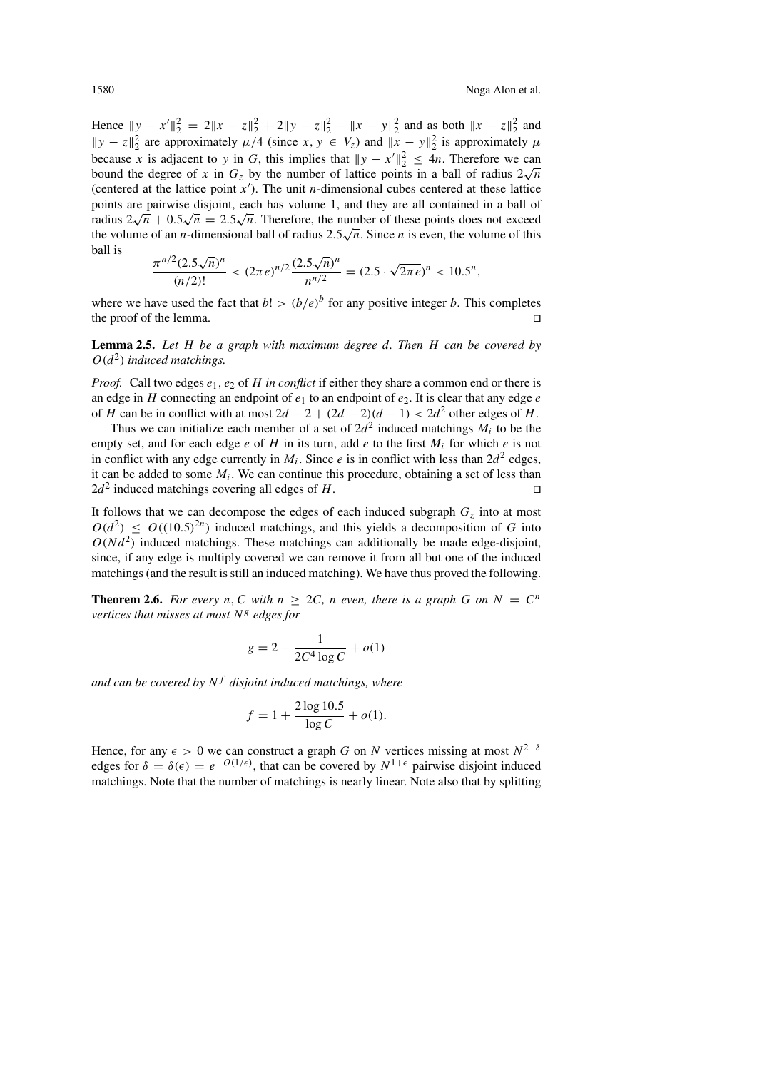Hence $\|y - x'\|_2^2 = 2\|x - z\|_2^2 + 2\|y - z\|_2^2 - \|x - y\|_2^2$ and as both $\|x - z\|_2^2$ and $\|y - z\|_2^2$ are approximately $\mu/4$ (since $x, y \in V_z$) and $\|x - y\|_2^2$ is approximately $\mu$ because $x$ is adjacent to $y$ in $G$, this implies that $\|y - x'\|_2^2 \leq 4n$. Therefore we can bound the degree of $x$ in $G_z$ by the number of lattice points in a ball of radius $2\sqrt{n}$ (centered at the lattice point $x'$). The unit $n$-dimensional cubes centered at these lattice points are pairwise disjoint, each has volume 1, and they are all contained in a ball of radius $2\sqrt{n} + 0.5\sqrt{n} = 2.5\sqrt{n}$. Therefore, the number of these points does not exceed the volume of an $n$-dimensional ball of radius $2.5\sqrt{n}$. Since $n$ is even, the volume of this ball is

$$\frac{\pi^{n/2}(2.5\sqrt{n})^n}{(n/2)!} < (2\pi e)^{n/2}\frac{(2.5\sqrt{n})^n}{n^{n/2}} = (2.5 \cdot \sqrt{2\pi e})^n < 10.5^n,$$

where we have used the fact that $b! > (b/e)^b$ for any positive integer $b$. This completes the proof of the lemma. □

**Lemma 2.5.** *Let $H$ be a graph with maximum degree $d$. Then $H$ can be covered by $O(d^2)$ induced matchings.*

*Proof.* Call two edges $e_1, e_2$ of $H$ *in conflict* if either they share a common end or there is an edge in $H$ connecting an endpoint of $e_1$ to an endpoint of $e_2$. It is clear that any edge $e$ of $H$ can be in conflict with at most $2d - 2 + (2d - 2)(d - 1) < 2d^2$ other edges of $H$.

Thus we can initialize each member of a set of $2d^2$ induced matchings $M_i$ to be the empty set, and for each edge $e$ of $H$ in its turn, add $e$ to the first $M_i$ for which $e$ is not in conflict with any edge currently in $M_i$. Since $e$ is in conflict with less than $2d^2$ edges, it can be added to some $M_i$. We can continue this procedure, obtaining a set of less than $2d^2$ induced matchings covering all edges of $H$. □

It follows that we can decompose the edges of each induced subgraph $G_z$ into at most $O(d^2) \leq O((10.5)^{2n})$ induced matchings, and this yields a decomposition of $G$ into $O(Nd^2)$ induced matchings. These matchings can additionally be made edge-disjoint, since, if any edge is multiply covered we can remove it from all but one of the induced matchings (and the result is still an induced matching). We have thus proved the following.

**Theorem 2.6.** *For every $n, C$ with $n \geq 2C$, $n$ even, there is a graph $G$ on $N = C^n$ vertices that misses at most $N^g$ edges for*

$$g = 2 - \frac{1}{2C^4 \log C} + o(1)$$

*and can be covered by $N^f$ disjoint induced matchings, where*

$$f = 1 + \frac{2 \log 10.5}{\log C} + o(1).$$

Hence, for any $\epsilon > 0$ we can construct a graph $G$ on $N$ vertices missing at most $N^{2-\delta}$ edges for $\delta = \delta(\epsilon) = e^{-O(1/\epsilon)}$, that can be covered by $N^{1+\epsilon}$ pairwise disjoint induced matchings. Note that the number of matchings is nearly linear. Note also that by splitting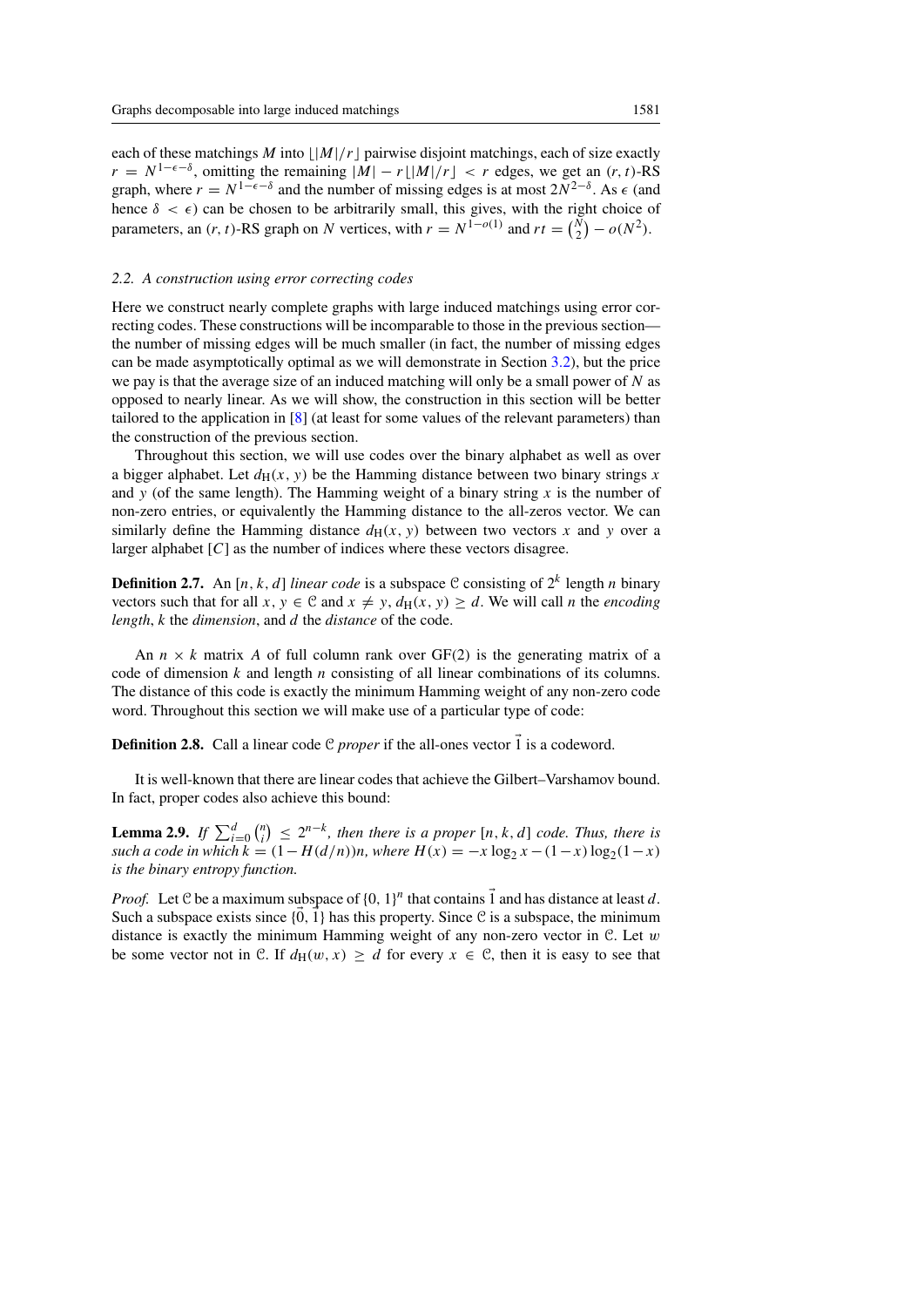each of these matchings $M$ into $\lfloor |M|/r \rfloor$ pairwise disjoint matchings, each of size exactly $r = N^{1-\epsilon-\delta}$, omitting the remaining $|M| - r\lfloor |M|/r \rfloor < r$ edges, we get an $(r, t)$-RS graph, where $r = N^{1-\epsilon-\delta}$ and the number of missing edges is at most $2N^{2-\delta}$. As $\epsilon$ (and hence $\delta < \epsilon$) can be chosen to be arbitrarily small, this gives, with the right choice of parameters, an $(r, t)$-RS graph on $N$ vertices, with $r = N^{1-o(1)}$ and $rt = \binom{N}{2} - o(N^2)$.

### 2.2. A construction using error correcting codes

Here we construct nearly complete graphs with large induced matchings using error correcting codes. These constructions will be incomparable to those in the previous section—the number of missing edges will be much smaller (in fact, the number of missing edges can be made asymptotically optimal as we will demonstrate in Section 3.2), but the price we pay is that the average size of an induced matching will only be a small power of $N$ as opposed to nearly linear. As we will show, the construction in this section will be better tailored to the application in [8] (at least for some values of the relevant parameters) than the construction of the previous section.

Throughout this section, we will use codes over the binary alphabet as well as over a bigger alphabet. Let $d_{\mathrm{H}}(x, y)$ be the Hamming distance between two binary strings $x$ and $y$ (of the same length). The Hamming weight of a binary string $x$ is the number of non-zero entries, or equivalently the Hamming distance to the all-zeros vector. We can similarly define the Hamming distance $d_{\mathrm{H}}(x, y)$ between two vectors $x$ and $y$ over a larger alphabet $[C]$ as the number of indices where these vectors disagree.

**Definition 2.7.** An $[n, k, d]$ *linear code* is a subspace $\mathcal{C}$ consisting of $2^k$ length $n$ binary vectors such that for all $x, y \in \mathcal{C}$ and $x \neq y$, $d_{\mathrm{H}}(x, y) \geq d$. We will call $n$ the *encoding length*, $k$ the *dimension*, and $d$ the *distance* of the code.

An $n \times k$ matrix $A$ of full column rank over GF(2) is the generating matrix of a code of dimension $k$ and length $n$ consisting of all linear combinations of its columns. The distance of this code is exactly the minimum Hamming weight of any non-zero code word. Throughout this section we will make use of a particular type of code:

**Definition 2.8.** Call a linear code $\mathcal{C}$ *proper* if the all-ones vector $\vec{1}$ is a codeword.

It is well-known that there are linear codes that achieve the Gilbert–Varshamov bound. In fact, proper codes also achieve this bound:

**Lemma 2.9.** *If $\sum_{i=0}^{d} \binom{n}{i} \leq 2^{n-k}$, then there is a proper $[n, k, d]$ code. Thus, there is such a code in which $k = (1 - H(d/n))n$, where $H(x) = -x\log_2 x - (1-x)\log_2(1-x)$ is the binary entropy function.*

*Proof.* Let $\mathcal{C}$ be a maximum subspace of $\{0, 1\}^n$ that contains $\vec{1}$ and has distance at least $d$. Such a subspace exists since $\{\vec{0}, \vec{1}\}$ has this property. Since $\mathcal{C}$ is a subspace, the minimum distance is exactly the minimum Hamming weight of any non-zero vector in $\mathcal{C}$. Let $w$ be some vector not in $\mathcal{C}$. If $d_{\mathrm{H}}(w, x) \geq d$ for every $x \in \mathcal{C}$, then it is easy to see that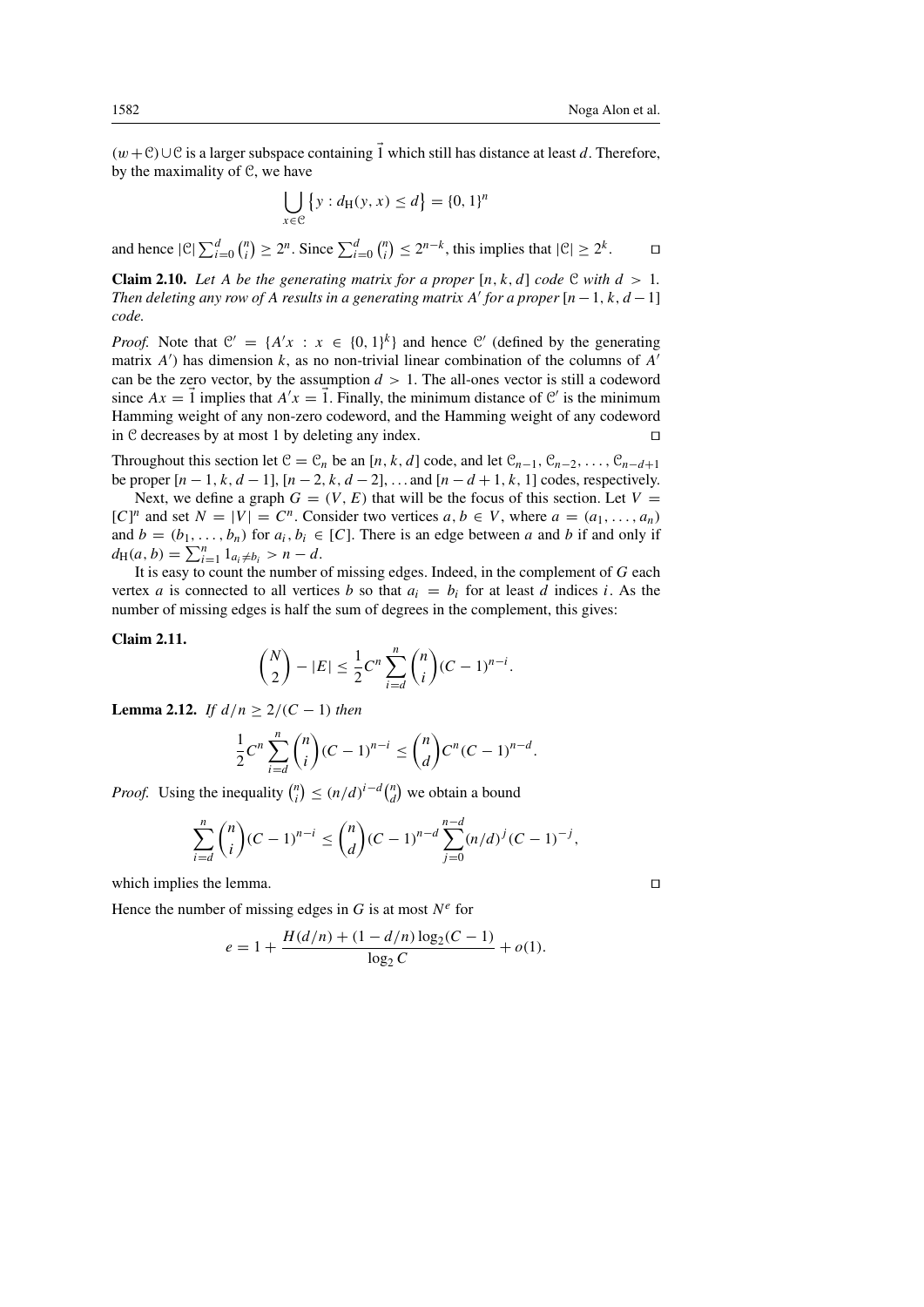$(w + \mathcal{C}) \cup \mathcal{C}$ is a larger subspace containing $\vec{1}$ which still has distance at least $d$. Therefore, by the maximality of $\mathcal{C}$, we have

$$\bigcup_{x \in \mathcal{C}} \{ y : d_{\mathrm{H}}(y, x) \leq d \} = \{0, 1\}^n$$

and hence $|\mathcal{C}| \sum_{i=0}^{d} \binom{n}{i} \geq 2^n$. Since $\sum_{i=0}^{d} \binom{n}{i} \leq 2^{n-k}$, this implies that $|\mathcal{C}| \geq 2^k$. □

**Claim 2.10.** *Let $A$ be the generating matrix for a proper $[n, k, d]$ code $\mathcal{C}$ with $d > 1$. Then deleting any row of $A$ results in a generating matrix $A'$ for a proper $[n-1, k, d-1]$ code.*

*Proof.* Note that $\mathcal{C}' = \{A'x : x \in \{0, 1\}^k\}$ and hence $\mathcal{C}'$ (defined by the generating matrix $A'$) has dimension $k$, as no non-trivial linear combination of the columns of $A'$ can be the zero vector, by the assumption $d > 1$. The all-ones vector is still a codeword since $Ax = \vec{1}$ implies that $A'x = \vec{1}$. Finally, the minimum distance of $\mathcal{C}'$ is the minimum Hamming weight of any non-zero codeword, and the Hamming weight of any codeword in $\mathcal{C}$ decreases by at most 1 by deleting any index. □

Throughout this section let $\mathcal{C} = \mathcal{C}_n$ be an $[n, k, d]$ code, and let $\mathcal{C}_{n-1}, \mathcal{C}_{n-2}, \ldots, \mathcal{C}_{n-d+1}$ be proper $[n-1, k, d-1]$, $[n-2, k, d-2]$, ... and $[n-d+1, k, 1]$ codes, respectively.

Next, we define a graph $G = (V, E)$ that will be the focus of this section. Let $V = [C]^n$ and set $N = |V| = C^n$. Consider two vertices $a, b \in V$, where $a = (a_1, \ldots, a_n)$ and $b = (b_1, \ldots, b_n)$ for $a_i, b_i \in [C]$. There is an edge between $a$ and $b$ if and only if $d_{\mathrm{H}}(a, b) = \sum_{i=1}^{n} 1_{a_i \neq b_i} > n - d$.

It is easy to count the number of missing edges. Indeed, in the complement of $G$ each vertex $a$ is connected to all vertices $b$ so that $a_i = b_i$ for at least $d$ indices $i$. As the number of missing edges is half the sum of degrees in the complement, this gives:

**Claim 2.11.**

$$\binom{N}{2} - |E| \leq \frac{1}{2} C^n \sum_{i=d}^{n} \binom{n}{i} (C-1)^{n-i}.$$

**Lemma 2.12.** *If $d/n \geq 2/(C-1)$ then*

$$\frac{1}{2} C^n \sum_{i=d}^{n} \binom{n}{i} (C-1)^{n-i} \leq \binom{n}{d} C^n (C-1)^{n-d}.$$

*Proof.* Using the inequality $\binom{n}{i} \leq (n/d)^{i-d} \binom{n}{d}$ we obtain a bound

$$\sum_{i=d}^{n} \binom{n}{i} (C-1)^{n-i} \leq \binom{n}{d} (C-1)^{n-d} \sum_{j=0}^{n-d} (n/d)^j (C-1)^{-j},$$

which implies the lemma. □

Hence the number of missing edges in $G$ is at most $N^e$ for

$$e = 1 + \frac{H(d/n) + (1 - d/n) \log_2(C-1)}{\log_2 C} + o(1).$$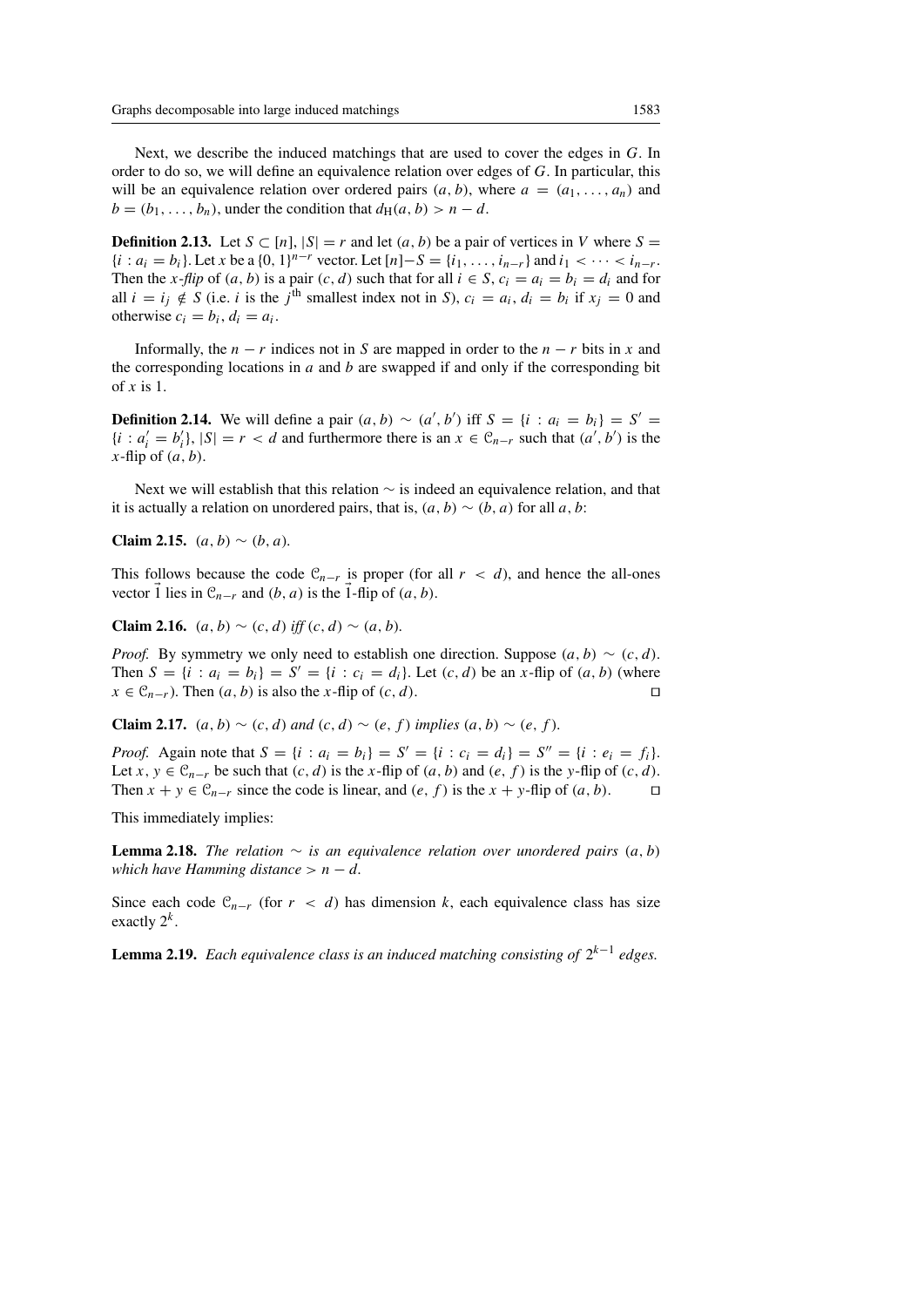Next, we describe the induced matchings that are used to cover the edges in $G$. In order to do so, we will define an equivalence relation over edges of $G$. In particular, this will be an equivalence relation over ordered pairs $(a, b)$, where $a = (a_1, \ldots, a_n)$ and $b = (b_1, \ldots, b_n)$, under the condition that $d_{\mathrm{H}}(a, b) > n - d$.

**Definition 2.13.** Let $S \subset [n]$, $|S| = r$ and let $(a, b)$ be a pair of vertices in $V$ where $S = \{i : a_i = b_i\}$. Let $x$ be a $\{0, 1\}^{n-r}$ vector. Let $[n] - S = \{i_1, \ldots, i_{n-r}\}$ and $i_1 < \cdots < i_{n-r}$. Then the *x-flip* of $(a, b)$ is a pair $(c, d)$ such that for all $i \in S$, $c_i = a_i = b_i = d_i$ and for all $i = i_j \notin S$ (i.e. $i$ is the $j^{\text{th}}$ smallest index not in $S$), $c_i = a_i$, $d_i = b_i$ if $x_j = 0$ and otherwise $c_i = b_i$, $d_i = a_i$.

Informally, the $n - r$ indices not in $S$ are mapped in order to the $n - r$ bits in $x$ and the corresponding locations in $a$ and $b$ are swapped if and only if the corresponding bit of $x$ is 1.

**Definition 2.14.** We will define a pair $(a, b) \sim (a', b')$ iff $S = \{i : a_i = b_i\} = S' = \{i : a'_i = b'_i\}$, $|S| = r < d$ and furthermore there is an $x \in \mathcal{C}_{n-r}$ such that $(a', b')$ is the $x$-flip of $(a, b)$.

Next we will establish that this relation $\sim$ is indeed an equivalence relation, and that it is actually a relation on unordered pairs, that is, $(a, b) \sim (b, a)$ for all $a, b$:

**Claim 2.15.** $(a, b) \sim (b, a)$.

This follows because the code $\mathcal{C}_{n-r}$ is proper (for all $r < d$), and hence the all-ones vector $\vec{1}$ lies in $\mathcal{C}_{n-r}$ and $(b, a)$ is the $\vec{1}$-flip of $(a, b)$.

**Claim 2.16.** $(a, b) \sim (c, d)$ *iff* $(c, d) \sim (a, b)$.

*Proof.* By symmetry we only need to establish one direction. Suppose $(a, b) \sim (c, d)$. Then $S = \{i : a_i = b_i\} = S' = \{i : c_i = d_i\}$. Let $(c, d)$ be an $x$-flip of $(a, b)$ (where $x \in \mathcal{C}_{n-r}$). Then $(a, b)$ is also the $x$-flip of $(c, d)$. ◻

**Claim 2.17.** $(a, b) \sim (c, d)$ *and* $(c, d) \sim (e, f)$ *implies* $(a, b) \sim (e, f)$.

*Proof.* Again note that $S = \{i : a_i = b_i\} = S' = \{i : c_i = d_i\} = S'' = \{i : e_i = f_i\}$. Let $x, y \in \mathcal{C}_{n-r}$ be such that $(c, d)$ is the $x$-flip of $(a, b)$ and $(e, f)$ is the $y$-flip of $(c, d)$. Then $x + y \in \mathcal{C}_{n-r}$ since the code is linear, and $(e, f)$ is the $x + y$-flip of $(a, b)$. ◻

This immediately implies:

**Lemma 2.18.** *The relation $\sim$ is an equivalence relation over unordered pairs $(a, b)$ which have Hamming distance $> n - d$.*

Since each code $\mathcal{C}_{n-r}$ (for $r < d$) has dimension $k$, each equivalence class has size exactly $2^k$.

**Lemma 2.19.** *Each equivalence class is an induced matching consisting of $2^{k-1}$ edges.*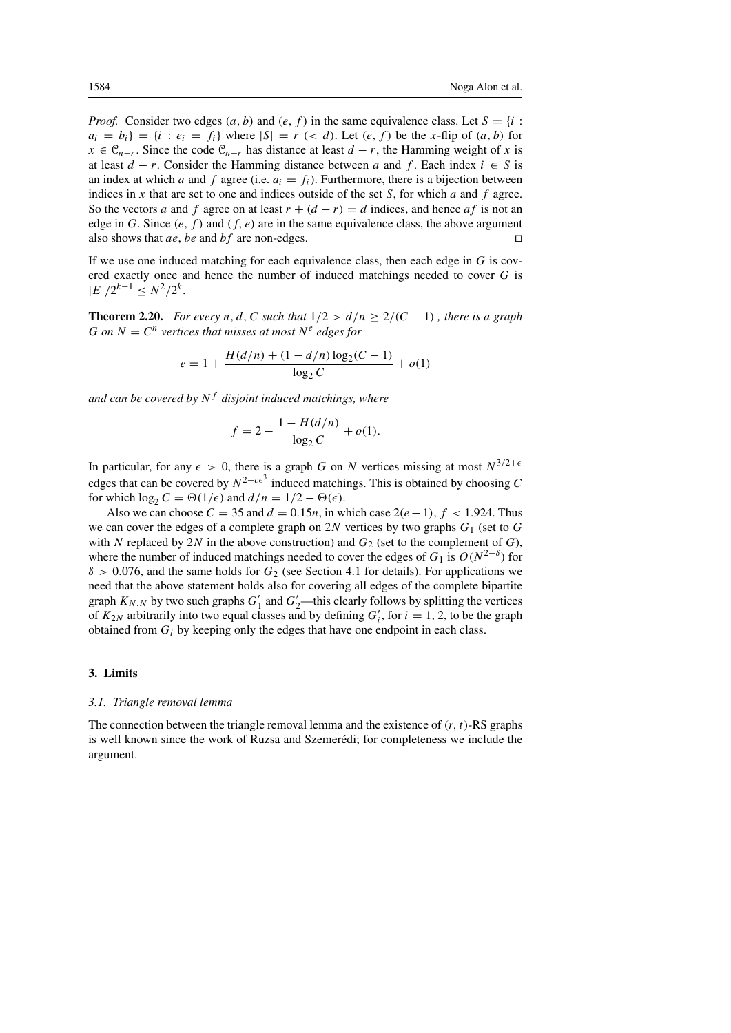*Proof.* Consider two edges $(a, b)$ and $(e, f)$ in the same equivalence class. Let $S = \{i : a_i = b_i\} = \{i : e_i = f_i\}$ where $|S| = r$ $(< d)$. Let $(e, f)$ be the $x$-flip of $(a, b)$ for $x \in \mathcal{C}_{n-r}$. Since the code $\mathcal{C}_{n-r}$ has distance at least $d - r$, the Hamming weight of $x$ is at least $d - r$. Consider the Hamming distance between $a$ and $f$. Each index $i \in S$ is an index at which $a$ and $f$ agree (i.e. $a_i = f_i$). Furthermore, there is a bijection between indices in $x$ that are set to one and indices outside of the set $S$, for which $a$ and $f$ agree. So the vectors $a$ and $f$ agree on at least $r + (d - r) = d$ indices, and hence $af$ is not an edge in $G$. Since $(e, f)$ and $(f, e)$ are in the same equivalence class, the above argument also shows that $ae$, $be$ and $bf$ are non-edges. □

If we use one induced matching for each equivalence class, then each edge in $G$ is covered exactly once and hence the number of induced matchings needed to cover $G$ is $|E|/2^{k-1} \leq N^2/2^k$.

**Theorem 2.20.** *For every $n, d, C$ such that $1/2 > d/n \geq 2/(C-1)$, there is a graph $G$ on $N = C^n$ vertices that misses at most $N^e$ edges for*

$$e = 1 + \frac{H(d/n) + (1 - d/n)\log_2(C-1)}{\log_2 C} + o(1)$$

*and can be covered by $N^f$ disjoint induced matchings, where*

$$f = 2 - \frac{1 - H(d/n)}{\log_2 C} + o(1).$$

In particular, for any $\epsilon > 0$, there is a graph $G$ on $N$ vertices missing at most $N^{3/2+\epsilon}$ edges that can be covered by $N^{2-c\epsilon^3}$ induced matchings. This is obtained by choosing $C$ for which $\log_2 C = \Theta(1/\epsilon)$ and $d/n = 1/2 - \Theta(\epsilon)$.

Also we can choose $C = 35$ and $d = 0.15n$, in which case $2(e-1),\ f < 1.924$. Thus we can cover the edges of a complete graph on $2N$ vertices by two graphs $G_1$ (set to $G$ with $N$ replaced by $2N$ in the above construction) and $G_2$ (set to the complement of $G$), where the number of induced matchings needed to cover the edges of $G_1$ is $O(N^{2-\delta})$ for $\delta > 0.076$, and the same holds for $G_2$ (see Section 4.1 for details). For applications we need that the above statement holds also for covering all edges of the complete bipartite graph $K_{N,N}$ by two such graphs $G'_1$ and $G'_2$—this clearly follows by splitting the vertices of $K_{2N}$ arbitrarily into two equal classes and by defining $G'_i$, for $i = 1, 2$, to be the graph obtained from $G_i$ by keeping only the edges that have one endpoint in each class.

## 3. Limits

### 3.1. Triangle removal lemma

The connection between the triangle removal lemma and the existence of $(r, t)$-RS graphs is well known since the work of Ruzsa and Szemerédi; for completeness we include the argument.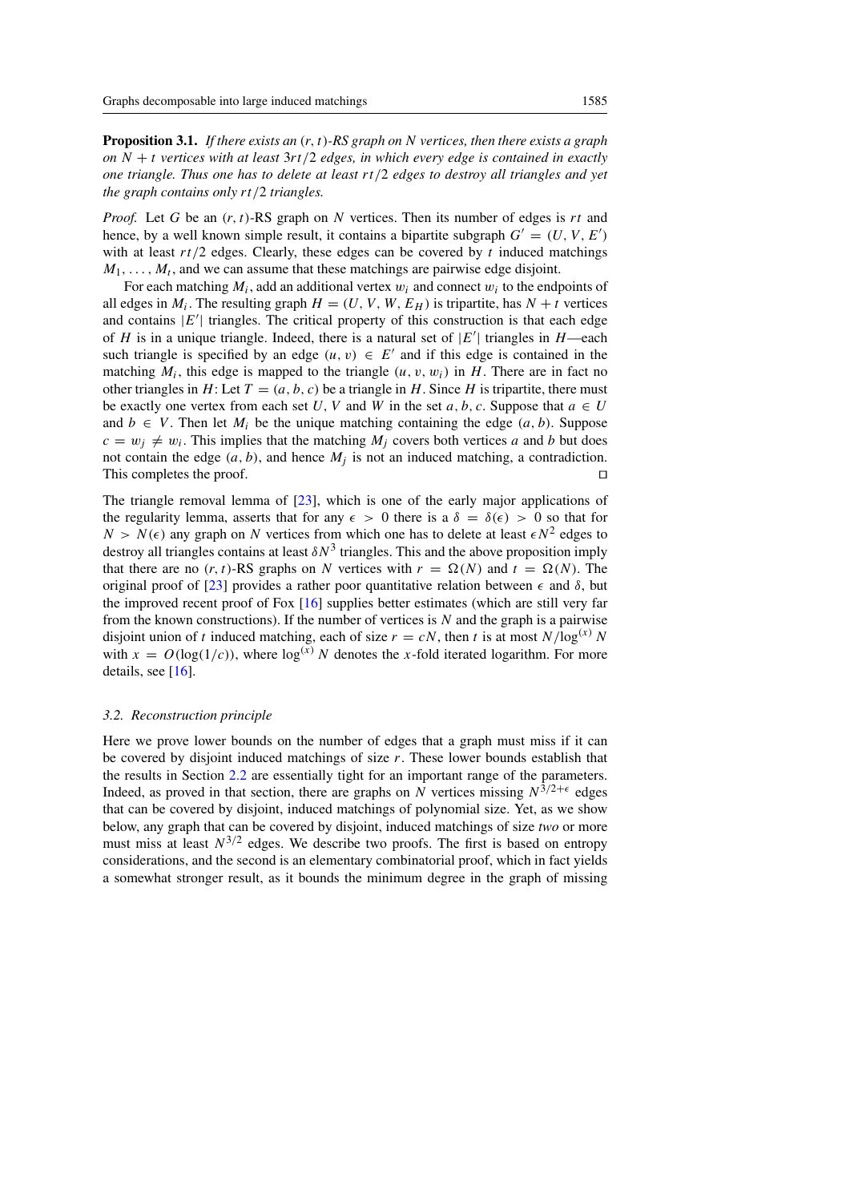**Proposition 3.1.** *If there exists an $(r, t)$-RS graph on $N$ vertices, then there exists a graph on $N + t$ vertices with at least $3rt/2$ edges, in which every edge is contained in exactly one triangle. Thus one has to delete at least $rt/2$ edges to destroy all triangles and yet the graph contains only $rt/2$ triangles.*

*Proof.* Let $G$ be an $(r, t)$-RS graph on $N$ vertices. Then its number of edges is $rt$ and hence, by a well known simple result, it contains a bipartite subgraph $G' = (U, V, E')$ with at least $rt/2$ edges. Clearly, these edges can be covered by $t$ induced matchings $M_1, \ldots, M_t$, and we can assume that these matchings are pairwise edge disjoint.

For each matching $M_i$, add an additional vertex $w_i$ and connect $w_i$ to the endpoints of all edges in $M_i$. The resulting graph $H = (U, V, W, E_H)$ is tripartite, has $N + t$ vertices and contains $|E'|$ triangles. The critical property of this construction is that each edge of $H$ is in a unique triangle. Indeed, there is a natural set of $|E'|$ triangles in $H$—each such triangle is specified by an edge $(u, v) \in E'$ and if this edge is contained in the matching $M_i$, this edge is mapped to the triangle $(u, v, w_i)$ in $H$. There are in fact no other triangles in $H$: Let $T = (a, b, c)$ be a triangle in $H$. Since $H$ is tripartite, there must be exactly one vertex from each set $U$, $V$ and $W$ in the set $a, b, c$. Suppose that $a \in U$ and $b \in V$. Then let $M_i$ be the unique matching containing the edge $(a, b)$. Suppose $c = w_j \neq w_i$. This implies that the matching $M_j$ covers both vertices $a$ and $b$ but does not contain the edge $(a, b)$, and hence $M_j$ is not an induced matching, a contradiction. This completes the proof. $\square$

The triangle removal lemma of [23], which is one of the early major applications of the regularity lemma, asserts that for any $\epsilon > 0$ there is a $\delta = \delta(\epsilon) > 0$ so that for $N > N(\epsilon)$ any graph on $N$ vertices from which one has to delete at least $\epsilon N^2$ edges to destroy all triangles contains at least $\delta N^3$ triangles. This and the above proposition imply that there are no $(r, t)$-RS graphs on $N$ vertices with $r = \Omega(N)$ and $t = \Omega(N)$. The original proof of [23] provides a rather poor quantitative relation between $\epsilon$ and $\delta$, but the improved recent proof of Fox [16] supplies better estimates (which are still very far from the known constructions). If the number of vertices is $N$ and the graph is a pairwise disjoint union of $t$ induced matching, each of size $r = cN$, then $t$ is at most $N/\log^{(x)} N$ with $x = O(\log(1/c))$, where $\log^{(x)} N$ denotes the $x$-fold iterated logarithm. For more details, see [16].

### 3.2. Reconstruction principle

Here we prove lower bounds on the number of edges that a graph must miss if it can be covered by disjoint induced matchings of size $r$. These lower bounds establish that the results in Section 2.2 are essentially tight for an important range of the parameters. Indeed, as proved in that section, there are graphs on $N$ vertices missing $N^{3/2+\epsilon}$ edges that can be covered by disjoint, induced matchings of polynomial size. Yet, as we show below, any graph that can be covered by disjoint, induced matchings of size *two* or more must miss at least $N^{3/2}$ edges. We describe two proofs. The first is based on entropy considerations, and the second is an elementary combinatorial proof, which in fact yields a somewhat stronger result, as it bounds the minimum degree in the graph of missing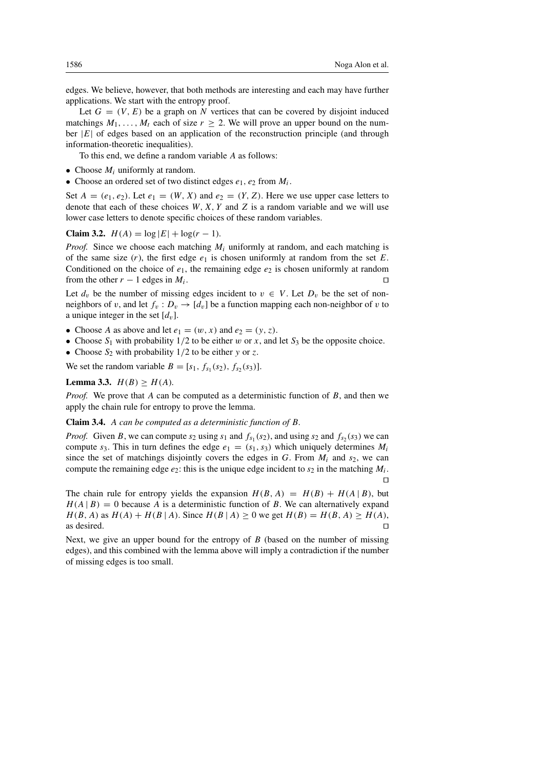edges. We believe, however, that both methods are interesting and each may have further applications. We start with the entropy proof.

Let $G = (V, E)$ be a graph on $N$ vertices that can be covered by disjoint induced matchings $M_1, \ldots, M_t$ each of size $r \geq 2$. We will prove an upper bound on the number $|E|$ of edges based on an application of the reconstruction principle (and through information-theoretic inequalities).

To this end, we define a random variable $A$ as follows:

- Choose $M_i$ uniformly at random.
- Choose an ordered set of two distinct edges $e_1, e_2$ from $M_i$.

Set $A = (e_1, e_2)$. Let $e_1 = (W, X)$ and $e_2 = (Y, Z)$. Here we use upper case letters to denote that each of these choices $W, X, Y$ and $Z$ is a random variable and we will use lower case letters to denote specific choices of these random variables.

**Claim 3.2.** $H(A) = \log |E| + \log(r - 1)$.

*Proof.* Since we choose each matching $M_i$ uniformly at random, and each matching is of the same size ($r$), the first edge $e_1$ is chosen uniformly at random from the set $E$. Conditioned on the choice of $e_1$, the remaining edge $e_2$ is chosen uniformly at random from the other $r - 1$ edges in $M_i$. ◻

Let $d_v$ be the number of missing edges incident to $v \in V$. Let $D_v$ be the set of non-neighbors of $v$, and let $f_v : D_v \to [d_v]$ be a function mapping each non-neighbor of $v$ to a unique integer in the set $[d_v]$.

- Choose $A$ as above and let $e_1 = (w, x)$ and $e_2 = (y, z)$.
- Choose $S_1$ with probability $1/2$ to be either $w$ or $x$, and let $S_3$ be the opposite choice.
- Choose $S_2$ with probability $1/2$ to be either $y$ or $z$.

We set the random variable $B = [s_1, f_{s_1}(s_2), f_{s_2}(s_3)]$.

**Lemma 3.3.** $H(B) \geq H(A)$.

*Proof.* We prove that $A$ can be computed as a deterministic function of $B$, and then we apply the chain rule for entropy to prove the lemma.

**Claim 3.4.** *$A$ can be computed as a deterministic function of $B$.*

*Proof.* Given $B$, we can compute $s_2$ using $s_1$ and $f_{s_1}(s_2)$, and using $s_2$ and $f_{s_2}(s_3)$ we can compute $s_3$. This in turn defines the edge $e_1 = (s_1, s_3)$ which uniquely determines $M_i$ since the set of matchings disjointly covers the edges in $G$. From $M_i$ and $s_2$, we can compute the remaining edge $e_2$: this is the unique edge incident to $s_2$ in the matching $M_i$. ◻

The chain rule for entropy yields the expansion $H(B, A) = H(B) + H(A \mid B)$, but $H(A \mid B) = 0$ because $A$ is a deterministic function of $B$. We can alternatively expand $H(B, A)$ as $H(A) + H(B \mid A)$. Since $H(B \mid A) \geq 0$ we get $H(B) = H(B, A) \geq H(A)$, as desired. ◻

Next, we give an upper bound for the entropy of $B$ (based on the number of missing edges), and this combined with the lemma above will imply a contradiction if the number of missing edges is too small.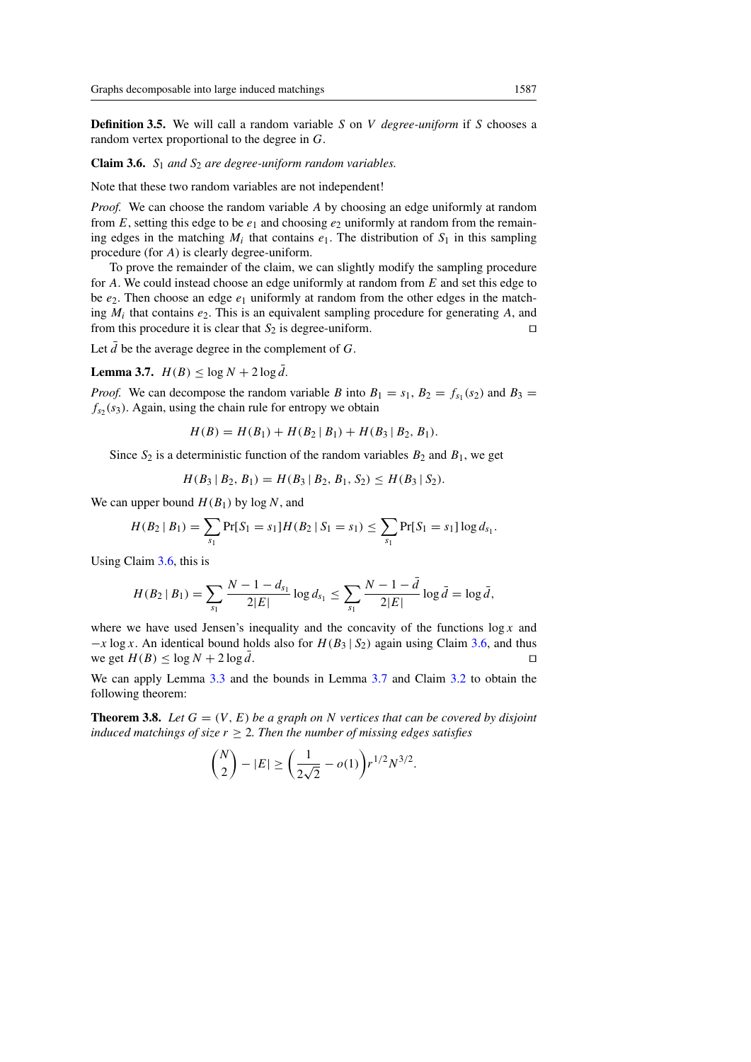**Definition 3.5.** We will call a random variable $S$ on $V$ *degree-uniform* if $S$ chooses a random vertex proportional to the degree in $G$.

**Claim 3.6.** *$S_1$ and $S_2$ are degree-uniform random variables.*

Note that these two random variables are not independent!

*Proof.* We can choose the random variable $A$ by choosing an edge uniformly at random from $E$, setting this edge to be $e_1$ and choosing $e_2$ uniformly at random from the remaining edges in the matching $M_i$ that contains $e_1$. The distribution of $S_1$ in this sampling procedure (for $A$) is clearly degree-uniform.

To prove the remainder of the claim, we can slightly modify the sampling procedure for $A$. We could instead choose an edge uniformly at random from $E$ and set this edge to be $e_2$. Then choose an edge $e_1$ uniformly at random from the other edges in the matching $M_i$ that contains $e_2$. This is an equivalent sampling procedure for generating $A$, and from this procedure it is clear that $S_2$ is degree-uniform. ◻

Let $\bar{d}$ be the average degree in the complement of $G$.

**Lemma 3.7.** $H(B) \leq \log N + 2 \log \bar{d}$.

*Proof.* We can decompose the random variable $B$ into $B_1 = s_1$, $B_2 = f_{s_1}(s_2)$ and $B_3 = f_{s_2}(s_3)$. Again, using the chain rule for entropy we obtain

$$H(B) = H(B_1) + H(B_2 \mid B_1) + H(B_3 \mid B_2, B_1).$$

Since $S_2$ is a deterministic function of the random variables $B_2$ and $B_1$, we get

$$H(B_3 \mid B_2, B_1) = H(B_3 \mid B_2, B_1, S_2) \leq H(B_3 \mid S_2).$$

We can upper bound $H(B_1)$ by $\log N$, and

$$H(B_2 \mid B_1) = \sum_{s_1} \Pr[S_1 = s_1] H(B_2 \mid S_1 = s_1) \leq \sum_{s_1} \Pr[S_1 = s_1] \log d_{s_1}.$$

Using Claim 3.6, this is

$$H(B_2 \mid B_1) = \sum_{s_1} \frac{N - 1 - d_{s_1}}{2|E|} \log d_{s_1} \leq \sum_{s_1} \frac{N - 1 - \bar{d}}{2|E|} \log \bar{d} = \log \bar{d},$$

where we have used Jensen's inequality and the concavity of the functions $\log x$ and $-x \log x$. An identical bound holds also for $H(B_3 \mid S_2)$ again using Claim 3.6, and thus we get $H(B) \leq \log N + 2 \log \bar{d}$. ◻

We can apply Lemma 3.3 and the bounds in Lemma 3.7 and Claim 3.2 to obtain the following theorem:

**Theorem 3.8.** *Let $G = (V, E)$ be a graph on $N$ vertices that can be covered by disjoint induced matchings of size $r \geq 2$. Then the number of missing edges satisfies*

$$\binom{N}{2} - |E| \geq \left( \frac{1}{2\sqrt{2}} - o(1) \right) r^{1/2} N^{3/2}.$$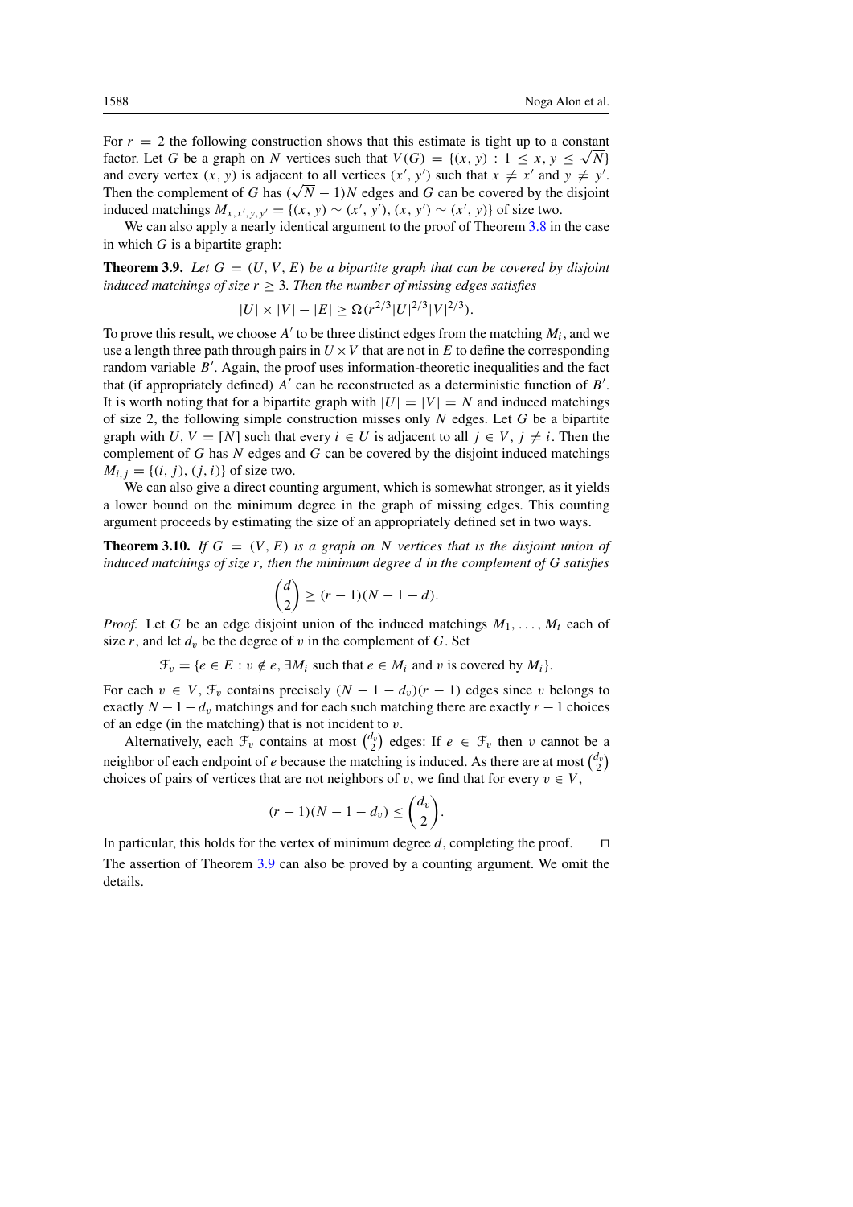For $r = 2$ the following construction shows that this estimate is tight up to a constant factor. Let $G$ be a graph on $N$ vertices such that $V(G) = \{(x, y) : 1 \leq x, y \leq \sqrt{N}\}$ and every vertex $(x, y)$ is adjacent to all vertices $(x', y')$ such that $x \neq x'$ and $y \neq y'$. Then the complement of $G$ has $(\sqrt{N} - 1)N$ edges and $G$ can be covered by the disjoint induced matchings $M_{x,x',y,y'} = \{(x, y) \sim (x', y'), (x, y') \sim (x', y)\}$ of size two.

We can also apply a nearly identical argument to the proof of Theorem 3.8 in the case in which $G$ is a bipartite graph:

**Theorem 3.9.** *Let $G = (U, V, E)$ be a bipartite graph that can be covered by disjoint induced matchings of size $r \geq 3$. Then the number of missing edges satisfies*

$$|U| \times |V| - |E| \geq \Omega(r^{2/3}|U|^{2/3}|V|^{2/3}).$$

To prove this result, we choose $A'$ to be three distinct edges from the matching $M_i$, and we use a length three path through pairs in $U \times V$ that are not in $E$ to define the corresponding random variable $B'$. Again, the proof uses information-theoretic inequalities and the fact that (if appropriately defined) $A'$ can be reconstructed as a deterministic function of $B'$. It is worth noting that for a bipartite graph with $|U| = |V| = N$ and induced matchings of size 2, the following simple construction misses only $N$ edges. Let $G$ be a bipartite graph with $U, V = [N]$ such that every $i \in U$ is adjacent to all $j \in V$, $j \neq i$. Then the complement of $G$ has $N$ edges and $G$ can be covered by the disjoint induced matchings $M_{i,j} = \{(i, j), (j, i)\}$ of size two.

We can also give a direct counting argument, which is somewhat stronger, as it yields a lower bound on the minimum degree in the graph of missing edges. This counting argument proceeds by estimating the size of an appropriately defined set in two ways.

**Theorem 3.10.** *If $G = (V, E)$ is a graph on $N$ vertices that is the disjoint union of induced matchings of size $r$, then the minimum degree $d$ in the complement of $G$ satisfies*

$$\binom{d}{2} \geq (r - 1)(N - 1 - d).$$

*Proof.* Let $G$ be an edge disjoint union of the induced matchings $M_1, \ldots, M_t$ each of size $r$, and let $d_v$ be the degree of $v$ in the complement of $G$. Set

$$\mathcal{F}_v = \{e \in E : v \notin e, \exists M_i \text{ such that } e \in M_i \text{ and } v \text{ is covered by } M_i\}.$$

For each $v \in V$, $\mathcal{F}_v$ contains precisely $(N - 1 - d_v)(r - 1)$ edges since $v$ belongs to exactly $N - 1 - d_v$ matchings and for each such matching there are exactly $r - 1$ choices of an edge (in the matching) that is not incident to $v$.

Alternatively, each $\mathcal{F}_v$ contains at most $\binom{d_v}{2}$ edges: If $e \in \mathcal{F}_v$ then $v$ cannot be a neighbor of each endpoint of $e$ because the matching is induced. As there are at most $\binom{d_v}{2}$ choices of pairs of vertices that are not neighbors of $v$, we find that for every $v \in V$,

$$(r - 1)(N - 1 - d_v) \leq \binom{d_v}{2}.$$

In particular, this holds for the vertex of minimum degree $d$, completing the proof. □

The assertion of Theorem 3.9 can also be proved by a counting argument. We omit the details.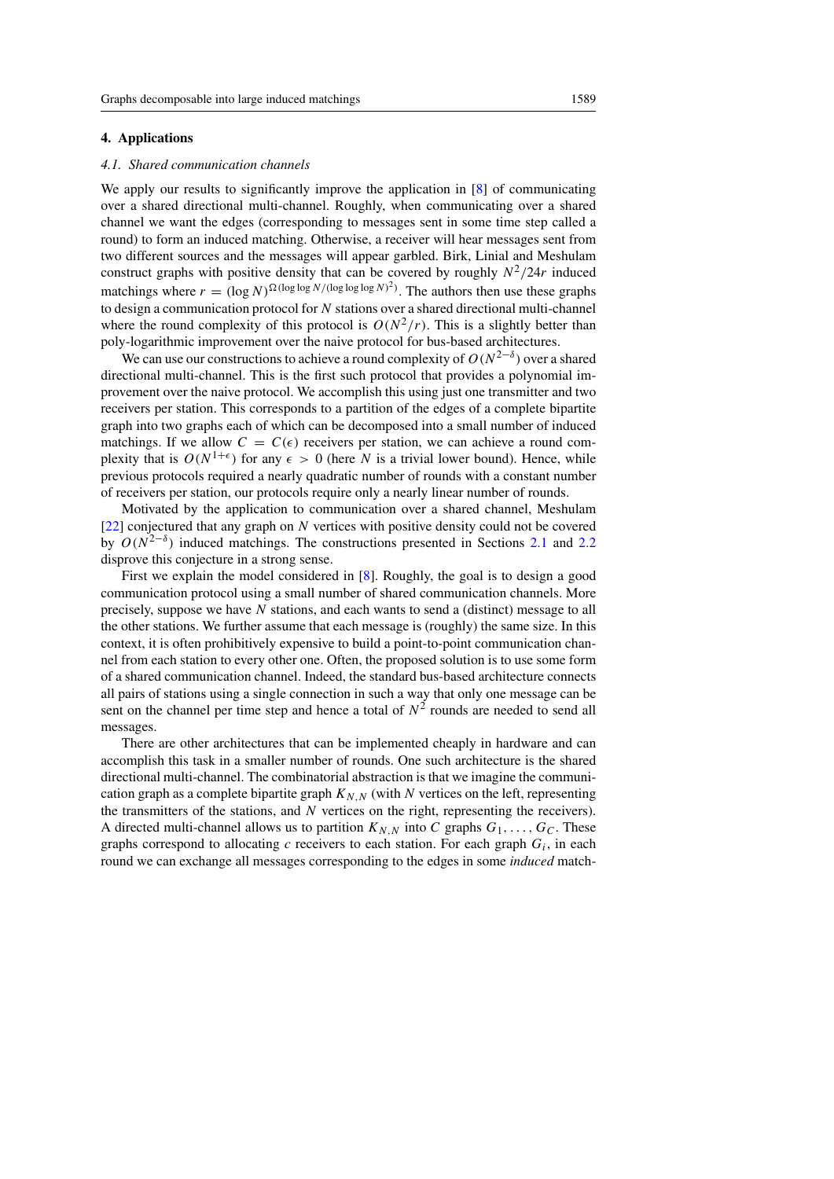## 4. Applications

### 4.1. Shared communication channels

We apply our results to significantly improve the application in [8] of communicating over a shared directional multi-channel. Roughly, when communicating over a shared channel we want the edges (corresponding to messages sent in some time step called a round) to form an induced matching. Otherwise, a receiver will hear messages sent from two different sources and the messages will appear garbled. Birk, Linial and Meshulam construct graphs with positive density that can be covered by roughly $N^2/24r$ induced matchings where $r = (\log N)^{\Omega(\log\log N/(\log\log\log N)^2)}$. The authors then use these graphs to design a communication protocol for $N$ stations over a shared directional multi-channel where the round complexity of this protocol is $O(N^2/r)$. This is a slightly better than poly-logarithmic improvement over the naive protocol for bus-based architectures.

We can use our constructions to achieve a round complexity of $O(N^{2-\delta})$ over a shared directional multi-channel. This is the first such protocol that provides a polynomial improvement over the naive protocol. We accomplish this using just one transmitter and two receivers per station. This corresponds to a partition of the edges of a complete bipartite graph into two graphs each of which can be decomposed into a small number of induced matchings. If we allow $C = C(\epsilon)$ receivers per station, we can achieve a round complexity that is $O(N^{1+\epsilon})$ for any $\epsilon > 0$ (here $N$ is a trivial lower bound). Hence, while previous protocols required a nearly quadratic number of rounds with a constant number of receivers per station, our protocols require only a nearly linear number of rounds.

Motivated by the application to communication over a shared channel, Meshulam [22] conjectured that any graph on $N$ vertices with positive density could not be covered by $O(N^{2-\delta})$ induced matchings. The constructions presented in Sections 2.1 and 2.2 disprove this conjecture in a strong sense.

First we explain the model considered in [8]. Roughly, the goal is to design a good communication protocol using a small number of shared communication channels. More precisely, suppose we have $N$ stations, and each wants to send a (distinct) message to all the other stations. We further assume that each message is (roughly) the same size. In this context, it is often prohibitively expensive to build a point-to-point communication channel from each station to every other one. Often, the proposed solution is to use some form of a shared communication channel. Indeed, the standard bus-based architecture connects all pairs of stations using a single connection in such a way that only one message can be sent on the channel per time step and hence a total of $N^2$ rounds are needed to send all messages.

There are other architectures that can be implemented cheaply in hardware and can accomplish this task in a smaller number of rounds. One such architecture is the shared directional multi-channel. The combinatorial abstraction is that we imagine the communication graph as a complete bipartite graph $K_{N,N}$ (with $N$ vertices on the left, representing the transmitters of the stations, and $N$ vertices on the right, representing the receivers). A directed multi-channel allows us to partition $K_{N,N}$ into $C$ graphs $G_1, \ldots, G_C$. These graphs correspond to allocating $c$ receivers to each station. For each graph $G_i$, in each round we can exchange all messages corresponding to the edges in some *induced* match-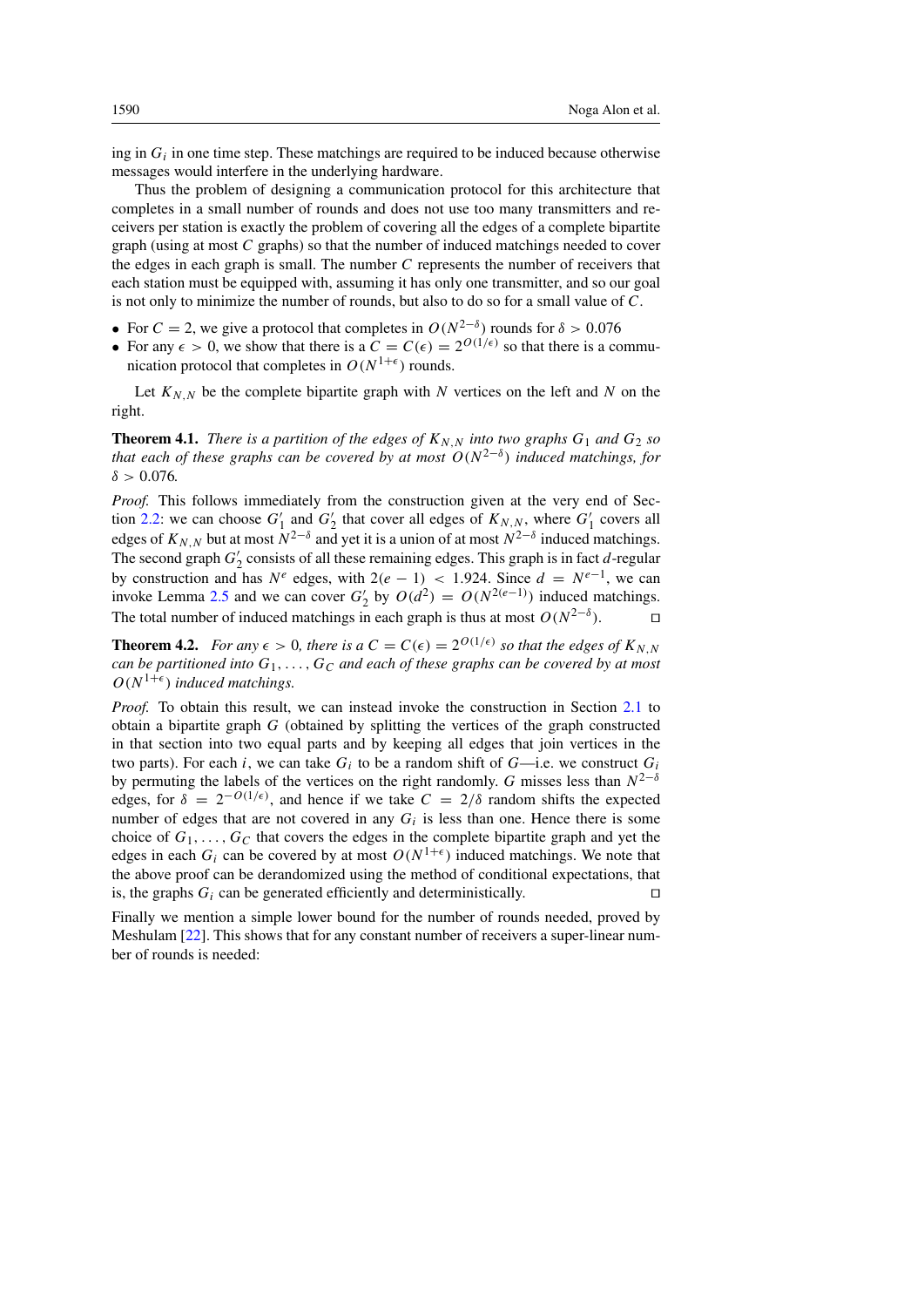ing in $G_i$ in one time step. These matchings are required to be induced because otherwise messages would interfere in the underlying hardware.

Thus the problem of designing a communication protocol for this architecture that completes in a small number of rounds and does not use too many transmitters and receivers per station is exactly the problem of covering all the edges of a complete bipartite graph (using at most $C$ graphs) so that the number of induced matchings needed to cover the edges in each graph is small. The number $C$ represents the number of receivers that each station must be equipped with, assuming it has only one transmitter, and so our goal is not only to minimize the number of rounds, but also to do so for a small value of $C$.

- For $C = 2$, we give a protocol that completes in $O(N^{2-\delta})$ rounds for $\delta > 0.076$
- For any $\epsilon > 0$, we show that there is a $C = C(\epsilon) = 2^{O(1/\epsilon)}$ so that there is a communication protocol that completes in $O(N^{1+\epsilon})$ rounds.

Let $K_{N,N}$ be the complete bipartite graph with $N$ vertices on the left and $N$ on the right.

**Theorem 4.1.** *There is a partition of the edges of $K_{N,N}$ into two graphs $G_1$ and $G_2$ so that each of these graphs can be covered by at most $O(N^{2-\delta})$ induced matchings, for $\delta > 0.076$.*

*Proof.* This follows immediately from the construction given at the very end of Section 2.2: we can choose $G_1'$ and $G_2'$ that cover all edges of $K_{N,N}$, where $G_1'$ covers all edges of $K_{N,N}$ but at most $N^{2-\delta}$ and yet it is a union of at most $N^{2-\delta}$ induced matchings. The second graph $G_2'$ consists of all these remaining edges. This graph is in fact $d$-regular by construction and has $N^e$ edges, with $2(e-1) < 1.924$. Since $d = N^{e-1}$, we can invoke Lemma 2.5 and we can cover $G_2'$ by $O(d^2) = O(N^{2(e-1)})$ induced matchings. The total number of induced matchings in each graph is thus at most $O(N^{2-\delta})$. □

**Theorem 4.2.** *For any $\epsilon > 0$, there is a $C = C(\epsilon) = 2^{O(1/\epsilon)}$ so that the edges of $K_{N,N}$ can be partitioned into $G_1, \ldots, G_C$ and each of these graphs can be covered by at most $O(N^{1+\epsilon})$ induced matchings.*

*Proof.* To obtain this result, we can instead invoke the construction in Section 2.1 to obtain a bipartite graph $G$ (obtained by splitting the vertices of the graph constructed in that section into two equal parts and by keeping all edges that join vertices in the two parts). For each $i$, we can take $G_i$ to be a random shift of $G$—i.e. we construct $G_i$ by permuting the labels of the vertices on the right randomly. $G$ misses less than $N^{2-\delta}$ edges, for $\delta = 2^{-O(1/\epsilon)}$, and hence if we take $C = 2/\delta$ random shifts the expected number of edges that are not covered in any $G_i$ is less than one. Hence there is some choice of $G_1, \ldots, G_C$ that covers the edges in the complete bipartite graph and yet the edges in each $G_i$ can be covered by at most $O(N^{1+\epsilon})$ induced matchings. We note that the above proof can be derandomized using the method of conditional expectations, that is, the graphs $G_i$ can be generated efficiently and deterministically. □

Finally we mention a simple lower bound for the number of rounds needed, proved by Meshulam [22]. This shows that for any constant number of receivers a super-linear number of rounds is needed: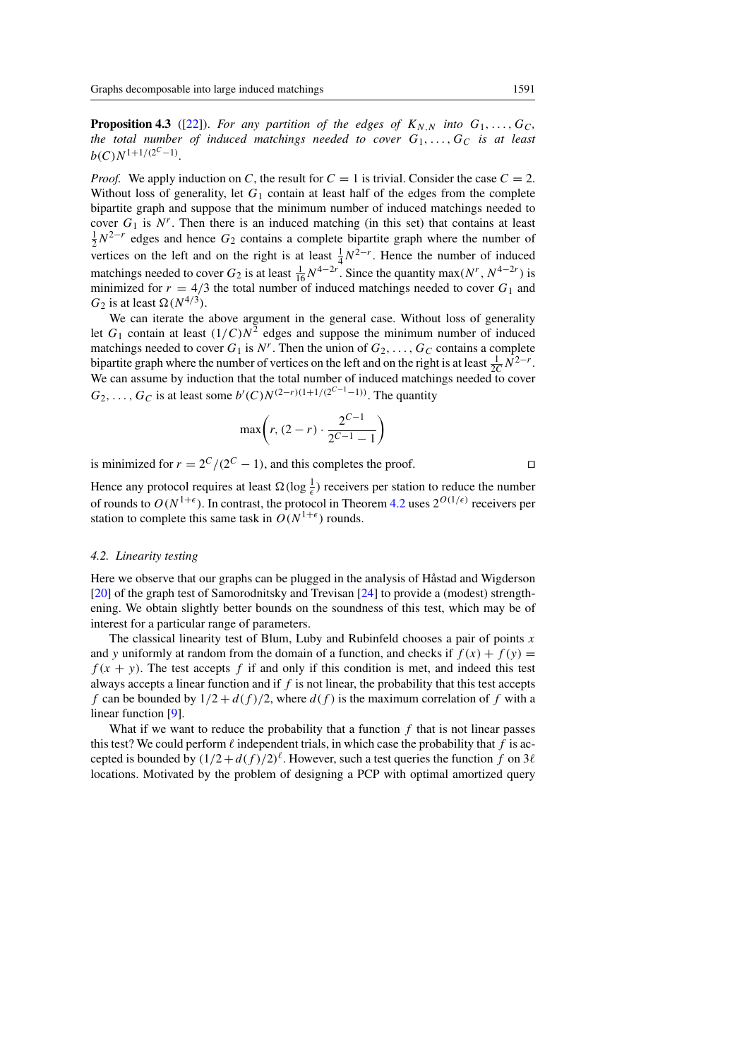**Proposition 4.3** ([22]). *For any partition of the edges of $K_{N,N}$ into $G_1, \dots, G_C$, the total number of induced matchings needed to cover $G_1, \dots, G_C$ is at least $b(C)N^{1+1/(2^C-1)}$.*

*Proof.* We apply induction on $C$, the result for $C = 1$ is trivial. Consider the case $C = 2$. Without loss of generality, let $G_1$ contain at least half of the edges from the complete bipartite graph and suppose that the minimum number of induced matchings needed to cover $G_1$ is $N^r$. Then there is an induced matching (in this set) that contains at least $\frac{1}{2}N^{2-r}$ edges and hence $G_2$ contains a complete bipartite graph where the number of vertices on the left and on the right is at least $\frac{1}{4}N^{2-r}$. Hence the number of induced matchings needed to cover $G_2$ is at least $\frac{1}{16}N^{4-2r}$. Since the quantity $\max(N^r, N^{4-2r})$ is minimized for $r = 4/3$ the total number of induced matchings needed to cover $G_1$ and $G_2$ is at least $\Omega(N^{4/3})$.

We can iterate the above argument in the general case. Without loss of generality let $G_1$ contain at least $(1/C)N^2$ edges and suppose the minimum number of induced matchings needed to cover $G_1$ is $N^r$. Then the union of $G_2, \dots, G_C$ contains a complete bipartite graph where the number of vertices on the left and on the right is at least $\frac{1}{2C}N^{2-r}$. We can assume by induction that the total number of induced matchings needed to cover $G_2, \dots, G_C$ is at least some $b'(C)N^{(2-r)(1+1/(2^{C-1}-1))}$. The quantity

$$\max\left(r, (2-r) \cdot \frac{2^{C-1}}{2^{C-1}-1}\right)$$

is minimized for $r = 2^C/(2^C - 1)$, and this completes the proof. □

Hence any protocol requires at least $\Omega(\log \frac{1}{\epsilon})$ receivers per station to reduce the number of rounds to $O(N^{1+\epsilon})$. In contrast, the protocol in Theorem 4.2 uses $2^{O(1/\epsilon)}$ receivers per station to complete this same task in $O(N^{1+\epsilon})$ rounds.

### 4.2. Linearity testing

Here we observe that our graphs can be plugged in the analysis of Håstad and Wigderson [20] of the graph test of Samorodnitsky and Trevisan [24] to provide a (modest) strengthening. We obtain slightly better bounds on the soundness of this test, which may be of interest for a particular range of parameters.

The classical linearity test of Blum, Luby and Rubinfeld chooses a pair of points $x$ and $y$ uniformly at random from the domain of a function, and checks if $f(x) + f(y) = f(x + y)$. The test accepts $f$ if and only if this condition is met, and indeed this test always accepts a linear function and if $f$ is not linear, the probability that this test accepts $f$ can be bounded by $1/2 + d(f)/2$, where $d(f)$ is the maximum correlation of $f$ with a linear function [9].

What if we want to reduce the probability that a function $f$ that is not linear passes this test? We could perform $\ell$ independent trials, in which case the probability that $f$ is accepted is bounded by $(1/2 + d(f)/2)^\ell$. However, such a test queries the function $f$ on $3\ell$ locations. Motivated by the problem of designing a PCP with optimal amortized query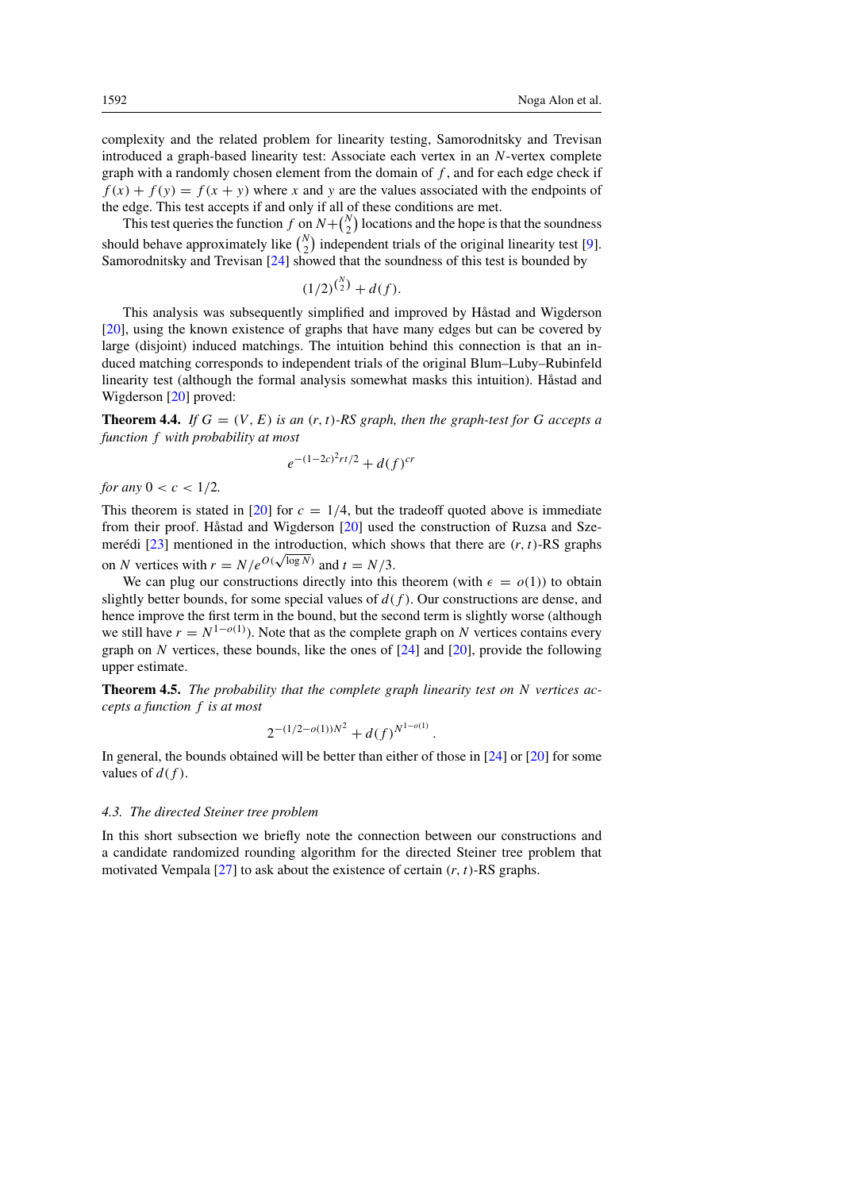complexity and the related problem for linearity testing, Samorodnitsky and Trevisan introduced a graph-based linearity test: Associate each vertex in an $N$-vertex complete graph with a randomly chosen element from the domain of $f$, and for each edge check if $f(x) + f(y) = f(x+y)$ where $x$ and $y$ are the values associated with the endpoints of the edge. This test accepts if and only if all of these conditions are met.

This test queries the function $f$ on $N + \binom{N}{2}$ locations and the hope is that the soundness should behave approximately like $\binom{N}{2}$ independent trials of the original linearity test [9]. Samorodnitsky and Trevisan [24] showed that the soundness of this test is bounded by

$$(1/2)^{\binom{N}{2}} + d(f).$$

This analysis was subsequently simplified and improved by Håstad and Wigderson [20], using the known existence of graphs that have many edges but can be covered by large (disjoint) induced matchings. The intuition behind this connection is that an induced matching corresponds to independent trials of the original Blum–Luby–Rubinfeld linearity test (although the formal analysis somewhat masks this intuition). Håstad and Wigderson [20] proved:

**Theorem 4.4.** *If $G = (V, E)$ is an $(r, t)$-RS graph, then the graph-test for $G$ accepts a function $f$ with probability at most*

$$e^{-(1-2c)^2 rt/2} + d(f)^{cr}$$

*for any $0 < c < 1/2$.*

This theorem is stated in [20] for $c = 1/4$, but the tradeoff quoted above is immediate from their proof. Håstad and Wigderson [20] used the construction of Ruzsa and Szemerédi [23] mentioned in the introduction, which shows that there are $(r, t)$-RS graphs on $N$ vertices with $r = N/e^{O(\sqrt{\log N})}$ and $t = N/3$.

We can plug our constructions directly into this theorem (with $\epsilon = o(1)$) to obtain slightly better bounds, for some special values of $d(f)$. Our constructions are dense, and hence improve the first term in the bound, but the second term is slightly worse (although we still have $r = N^{1-o(1)}$). Note that as the complete graph on $N$ vertices contains every graph on $N$ vertices, these bounds, like the ones of [24] and [20], provide the following upper estimate.

**Theorem 4.5.** *The probability that the complete graph linearity test on $N$ vertices accepts a function $f$ is at most*

$$2^{-(1/2-o(1))N^2} + d(f)^{N^{1-o(1)}}.$$

In general, the bounds obtained will be better than either of those in [24] or [20] for some values of $d(f)$.

### 4.3. The directed Steiner tree problem

In this short subsection we briefly note the connection between our constructions and a candidate randomized rounding algorithm for the directed Steiner tree problem that motivated Vempala [27] to ask about the existence of certain $(r, t)$-RS graphs.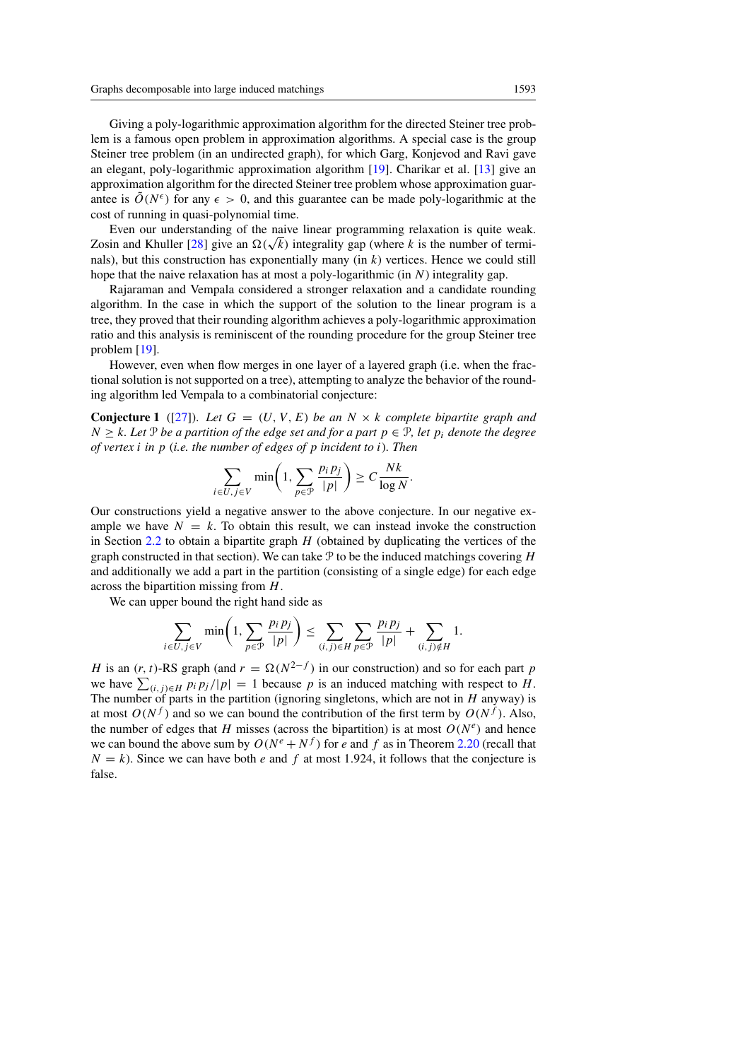Giving a poly-logarithmic approximation algorithm for the directed Steiner tree problem is a famous open problem in approximation algorithms. A special case is the group Steiner tree problem (in an undirected graph), for which Garg, Konjevod and Ravi gave an elegant, poly-logarithmic approximation algorithm [19]. Charikar et al. [13] give an approximation algorithm for the directed Steiner tree problem whose approximation guarantee is $\tilde{O}(N^{\epsilon})$ for any $\epsilon > 0$, and this guarantee can be made poly-logarithmic at the cost of running in quasi-polynomial time.

Even our understanding of the naive linear programming relaxation is quite weak. Zosin and Khuller [28] give an $\Omega(\sqrt{k})$ integrality gap (where $k$ is the number of terminals), but this construction has exponentially many (in $k$) vertices. Hence we could still hope that the naive relaxation has at most a poly-logarithmic (in $N$) integrality gap.

Rajaraman and Vempala considered a stronger relaxation and a candidate rounding algorithm. In the case in which the support of the solution to the linear program is a tree, they proved that their rounding algorithm achieves a poly-logarithmic approximation ratio and this analysis is reminiscent of the rounding procedure for the group Steiner tree problem [19].

However, even when flow merges in one layer of a layered graph (i.e. when the fractional solution is not supported on a tree), attempting to analyze the behavior of the rounding algorithm led Vempala to a combinatorial conjecture:

**Conjecture 1** ([27]). *Let $G = (U, V, E)$ be an $N \times k$ complete bipartite graph and $N \geq k$. Let $\mathcal{P}$ be a partition of the edge set and for a part $p \in \mathcal{P}$, let $p_i$ denote the degree of vertex $i$ in $p$ (i.e. the number of edges of $p$ incident to $i$). Then*

$$\sum_{i \in U, j \in V} \min\left(1, \sum_{p \in \mathcal{P}} \frac{p_i p_j}{|p|}\right) \geq C \frac{Nk}{\log N}.$$

Our constructions yield a negative answer to the above conjecture. In our negative example we have $N = k$. To obtain this result, we can instead invoke the construction in Section 2.2 to obtain a bipartite graph $H$ (obtained by duplicating the vertices of the graph constructed in that section). We can take $\mathcal{P}$ to be the induced matchings covering $H$ and additionally we add a part in the partition (consisting of a single edge) for each edge across the bipartition missing from $H$.

We can upper bound the right hand side as

$$\sum_{i \in U, j \in V} \min\left(1, \sum_{p \in \mathcal{P}} \frac{p_i p_j}{|p|}\right) \leq \sum_{(i,j) \in H} \sum_{p \in \mathcal{P}} \frac{p_i p_j}{|p|} + \sum_{(i,j) \notin H} 1.$$

$H$ is an $(r, t)$-RS graph (and $r = \Omega(N^{2-f})$ in our construction) and so for each part $p$ we have $\sum_{(i,j) \in H} p_i p_j / |p| = 1$ because $p$ is an induced matching with respect to $H$. The number of parts in the partition (ignoring singletons, which are not in $H$ anyway) is at most $O(N^f)$ and so we can bound the contribution of the first term by $O(N^f)$. Also, the number of edges that $H$ misses (across the bipartition) is at most $O(N^e)$ and hence we can bound the above sum by $O(N^e + N^f)$ for $e$ and $f$ as in Theorem 2.20 (recall that $N = k$). Since we can have both $e$ and $f$ at most 1.924, it follows that the conjecture is false.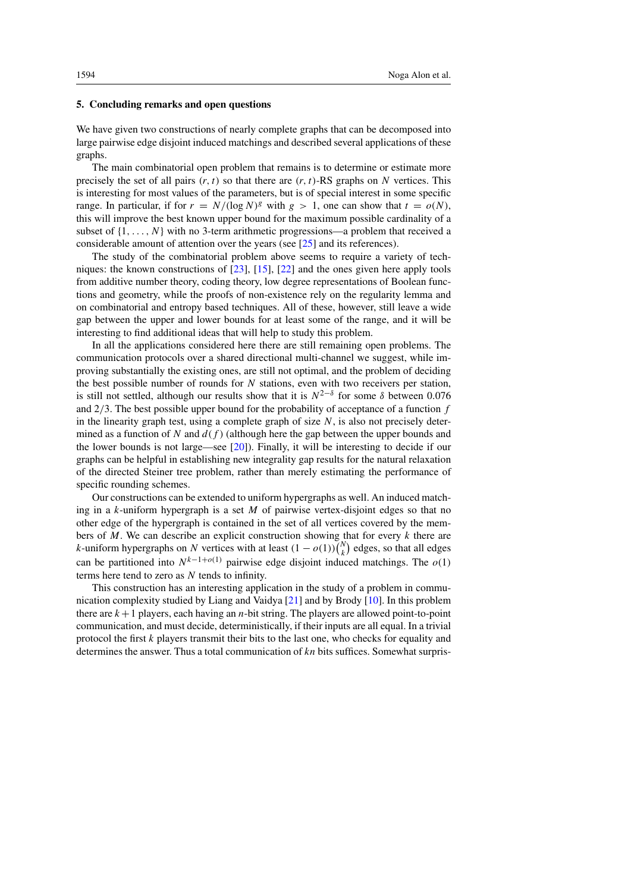## 5. Concluding remarks and open questions

We have given two constructions of nearly complete graphs that can be decomposed into large pairwise edge disjoint induced matchings and described several applications of these graphs.

The main combinatorial open problem that remains is to determine or estimate more precisely the set of all pairs $(r, t)$ so that there are $(r, t)$-RS graphs on $N$ vertices. This is interesting for most values of the parameters, but is of special interest in some specific range. In particular, if for $r = N/(\log N)^g$ with $g > 1$, one can show that $t = o(N)$, this will improve the best known upper bound for the maximum possible cardinality of a subset of $\{1, \ldots, N\}$ with no 3-term arithmetic progressions—a problem that received a considerable amount of attention over the years (see [25] and its references).

The study of the combinatorial problem above seems to require a variety of techniques: the known constructions of [23], [15], [22] and the ones given here apply tools from additive number theory, coding theory, low degree representations of Boolean functions and geometry, while the proofs of non-existence rely on the regularity lemma and on combinatorial and entropy based techniques. All of these, however, still leave a wide gap between the upper and lower bounds for at least some of the range, and it will be interesting to find additional ideas that will help to study this problem.

In all the applications considered here there are still remaining open problems. The communication protocols over a shared directional multi-channel we suggest, while improving substantially the existing ones, are still not optimal, and the problem of deciding the best possible number of rounds for $N$ stations, even with two receivers per station, is still not settled, although our results show that it is $N^{2-\delta}$ for some $\delta$ between 0.076 and 2/3. The best possible upper bound for the probability of acceptance of a function $f$ in the linearity graph test, using a complete graph of size $N$, is also not precisely determined as a function of $N$ and $d(f)$ (although here the gap between the upper bounds and the lower bounds is not large—see [20]). Finally, it will be interesting to decide if our graphs can be helpful in establishing new integrality gap results for the natural relaxation of the directed Steiner tree problem, rather than merely estimating the performance of specific rounding schemes.

Our constructions can be extended to uniform hypergraphs as well. An induced matching in a $k$-uniform hypergraph is a set $M$ of pairwise vertex-disjoint edges so that no other edge of the hypergraph is contained in the set of all vertices covered by the members of $M$. We can describe an explicit construction showing that for every $k$ there are $k$-uniform hypergraphs on $N$ vertices with at least $(1 - o(1))\binom{N}{k}$ edges, so that all edges can be partitioned into $N^{k-1+o(1)}$ pairwise edge disjoint induced matchings. The $o(1)$ terms here tend to zero as $N$ tends to infinity.

This construction has an interesting application in the study of a problem in communication complexity studied by Liang and Vaidya [21] and by Brody [10]. In this problem there are $k+1$ players, each having an $n$-bit string. The players are allowed point-to-point communication, and must decide, deterministically, if their inputs are all equal. In a trivial protocol the first $k$ players transmit their bits to the last one, who checks for equality and determines the answer. Thus a total communication of $kn$ bits suffices. Somewhat surpris-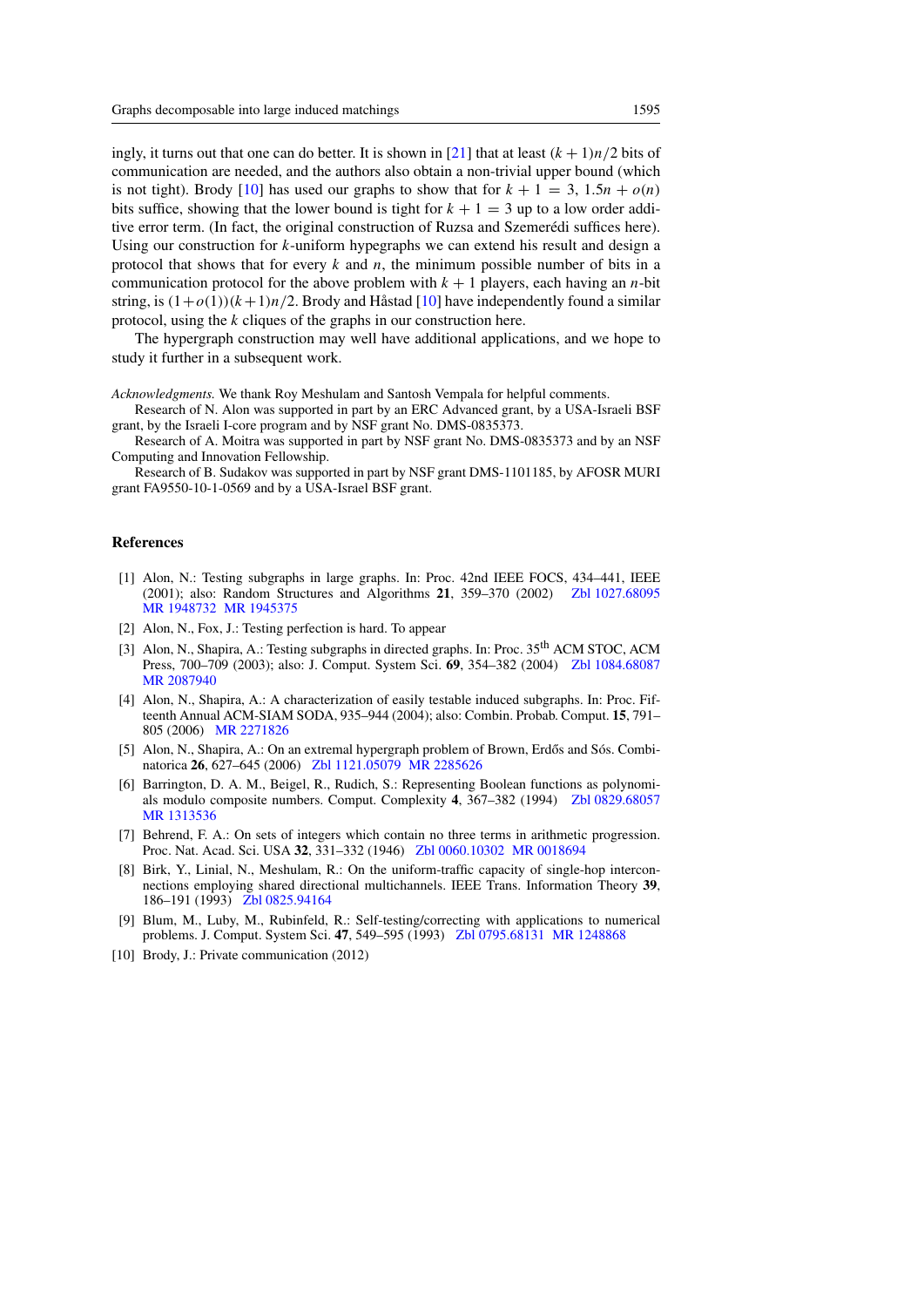ingly, it turns out that one can do better. It is shown in [21] that at least $(k+1)n/2$ bits of communication are needed, and the authors also obtain a non-trivial upper bound (which is not tight). Brody [10] has used our graphs to show that for $k+1=3$, $1.5n+o(n)$ bits suffice, showing that the lower bound is tight for $k+1=3$ up to a low order additive error term. (In fact, the original construction of Ruzsa and Szemerédi suffices here). Using our construction for $k$-uniform hypegraphs we can extend his result and design a protocol that shows that for every $k$ and $n$, the minimum possible number of bits in a communication protocol for the above problem with $k+1$ players, each having an $n$-bit string, is $(1+o(1))(k+1)n/2$. Brody and Håstad [10] have independently found a similar protocol, using the $k$ cliques of the graphs in our construction here.

The hypergraph construction may well have additional applications, and we hope to study it further in a subsequent work.

*Acknowledgments.* We thank Roy Meshulam and Santosh Vempala for helpful comments.

Research of N. Alon was supported in part by an ERC Advanced grant, by a USA-Israeli BSF grant, by the Israeli I-core program and by NSF grant No. DMS-0835373.

Research of A. Moitra was supported in part by NSF grant No. DMS-0835373 and by an NSF Computing and Innovation Fellowship.

Research of B. Sudakov was supported in part by NSF grant DMS-1101185, by AFOSR MURI grant FA9550-10-1-0569 and by a USA-Israel BSF grant.

## References

[1] Alon, N.: Testing subgraphs in large graphs. In: Proc. 42nd IEEE FOCS, 434–441, IEEE (2001); also: Random Structures and Algorithms **21**, 359–370 (2002) Zbl 1027.68095 MR 1948732 MR 1945375

[2] Alon, N., Fox, J.: Testing perfection is hard. To appear

[3] Alon, N., Shapira, A.: Testing subgraphs in directed graphs. In: Proc. 35th ACM STOC, ACM Press, 700–709 (2003); also: J. Comput. System Sci. **69**, 354–382 (2004) Zbl 1084.68087 MR 2087940

[4] Alon, N., Shapira, A.: A characterization of easily testable induced subgraphs. In: Proc. Fifteenth Annual ACM-SIAM SODA, 935–944 (2004); also: Combin. Probab. Comput. **15**, 791–805 (2006) MR 2271826

[5] Alon, N., Shapira, A.: On an extremal hypergraph problem of Brown, Erdős and Sós. Combinatorica **26**, 627–645 (2006) Zbl 1121.05079 MR 2285626

[6] Barrington, D. A. M., Beigel, R., Rudich, S.: Representing Boolean functions as polynomials modulo composite numbers. Comput. Complexity **4**, 367–382 (1994) Zbl 0829.68057 MR 1313536

[7] Behrend, F. A.: On sets of integers which contain no three terms in arithmetic progression. Proc. Nat. Acad. Sci. USA **32**, 331–332 (1946) Zbl 0060.10302 MR 0018694

[8] Birk, Y., Linial, N., Meshulam, R.: On the uniform-traffic capacity of single-hop interconnections employing shared directional multichannels. IEEE Trans. Information Theory **39**, 186–191 (1993) Zbl 0825.94164

[9] Blum, M., Luby, M., Rubinfeld, R.: Self-testing/correcting with applications to numerical problems. J. Comput. System Sci. **47**, 549–595 (1993) Zbl 0795.68131 MR 1248868

[10] Brody, J.: Private communication (2012)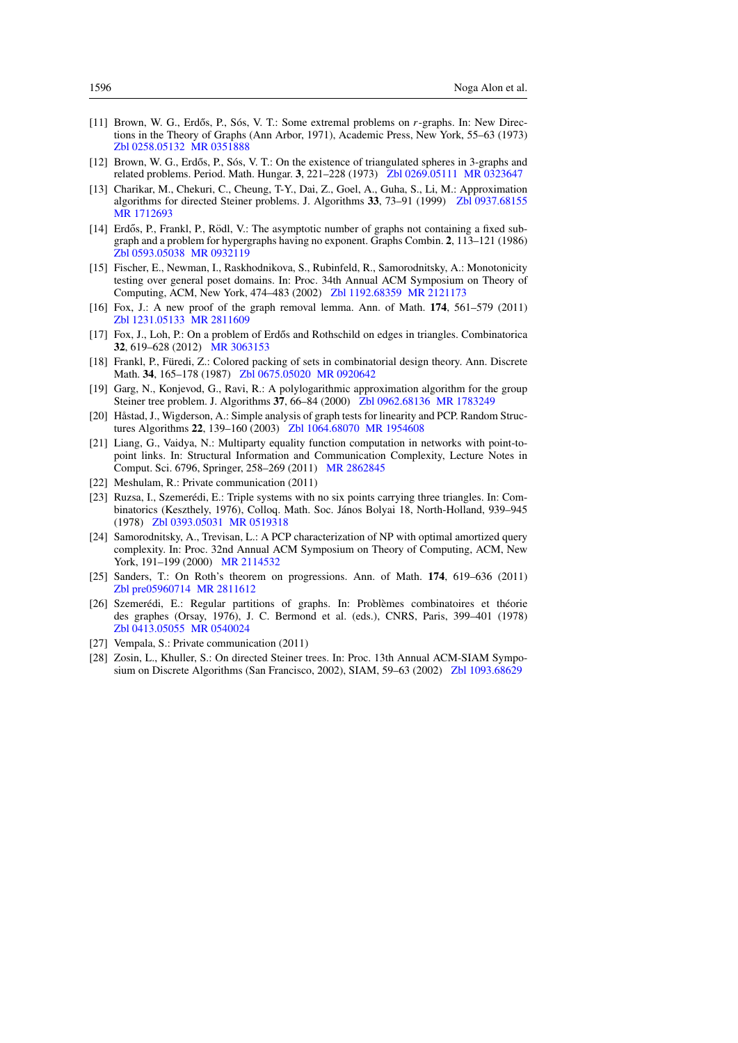[11] Brown, W. G., Erdős, P., Sós, V. T.: Some extremal problems on $r$-graphs. In: New Directions in the Theory of Graphs (Ann Arbor, 1971), Academic Press, New York, 55–63 (1973) Zbl 0258.05132 MR 0351888

[12] Brown, W. G., Erdős, P., Sós, V. T.: On the existence of triangulated spheres in 3-graphs and related problems. Period. Math. Hungar. **3**, 221–228 (1973) Zbl 0269.05111 MR 0323647

[13] Charikar, M., Chekuri, C., Cheung, T-Y., Dai, Z., Goel, A., Guha, S., Li, M.: Approximation algorithms for directed Steiner problems. J. Algorithms **33**, 73–91 (1999) Zbl 0937.68155 MR 1712693

[14] Erdős, P., Frankl, P., Rödl, V.: The asymptotic number of graphs not containing a fixed subgraph and a problem for hypergraphs having no exponent. Graphs Combin. **2**, 113–121 (1986) Zbl 0593.05038 MR 0932119

[15] Fischer, E., Newman, I., Raskhodnikova, S., Rubinfeld, R., Samorodnitsky, A.: Monotonicity testing over general poset domains. In: Proc. 34th Annual ACM Symposium on Theory of Computing, ACM, New York, 474–483 (2002) Zbl 1192.68359 MR 2121173

[16] Fox, J.: A new proof of the graph removal lemma. Ann. of Math. **174**, 561–579 (2011) Zbl 1231.05133 MR 2811609

[17] Fox, J., Loh, P.: On a problem of Erdős and Rothschild on edges in triangles. Combinatorica **32**, 619–628 (2012) MR 3063153

[18] Frankl, P., Füredi, Z.: Colored packing of sets in combinatorial design theory. Ann. Discrete Math. **34**, 165–178 (1987) Zbl 0675.05020 MR 0920642

[19] Garg, N., Konjevod, G., Ravi, R.: A polylogarithmic approximation algorithm for the group Steiner tree problem. J. Algorithms **37**, 66–84 (2000) Zbl 0962.68136 MR 1783249

[20] Håstad, J., Wigderson, A.: Simple analysis of graph tests for linearity and PCP. Random Structures Algorithms **22**, 139–160 (2003) Zbl 1064.68070 MR 1954608

[21] Liang, G., Vaidya, N.: Multiparty equality function computation in networks with point-to-point links. In: Structural Information and Communication Complexity, Lecture Notes in Comput. Sci. 6796, Springer, 258–269 (2011) MR 2862845

[22] Meshulam, R.: Private communication (2011)

[23] Ruzsa, I., Szemerédi, E.: Triple systems with no six points carrying three triangles. In: Combinatorics (Keszthely, 1976), Colloq. Math. Soc. János Bolyai 18, North-Holland, 939–945 (1978) Zbl 0393.05031 MR 0519318

[24] Samorodnitsky, A., Trevisan, L.: A PCP characterization of NP with optimal amortized query complexity. In: Proc. 32nd Annual ACM Symposium on Theory of Computing, ACM, New York, 191–199 (2000) MR 2114532

[25] Sanders, T.: On Roth's theorem on progressions. Ann. of Math. **174**, 619–636 (2011) Zbl pre05960714 MR 2811612

[26] Szemerédi, E.: Regular partitions of graphs. In: Problèmes combinatoires et théorie des graphes (Orsay, 1976), J. C. Bermond et al. (eds.), CNRS, Paris, 399–401 (1978) Zbl 0413.05055 MR 0540024

[27] Vempala, S.: Private communication (2011)

[28] Zosin, L., Khuller, S.: On directed Steiner trees. In: Proc. 13th Annual ACM-SIAM Symposium on Discrete Algorithms (San Francisco, 2002), SIAM, 59–63 (2002) Zbl 1093.68629